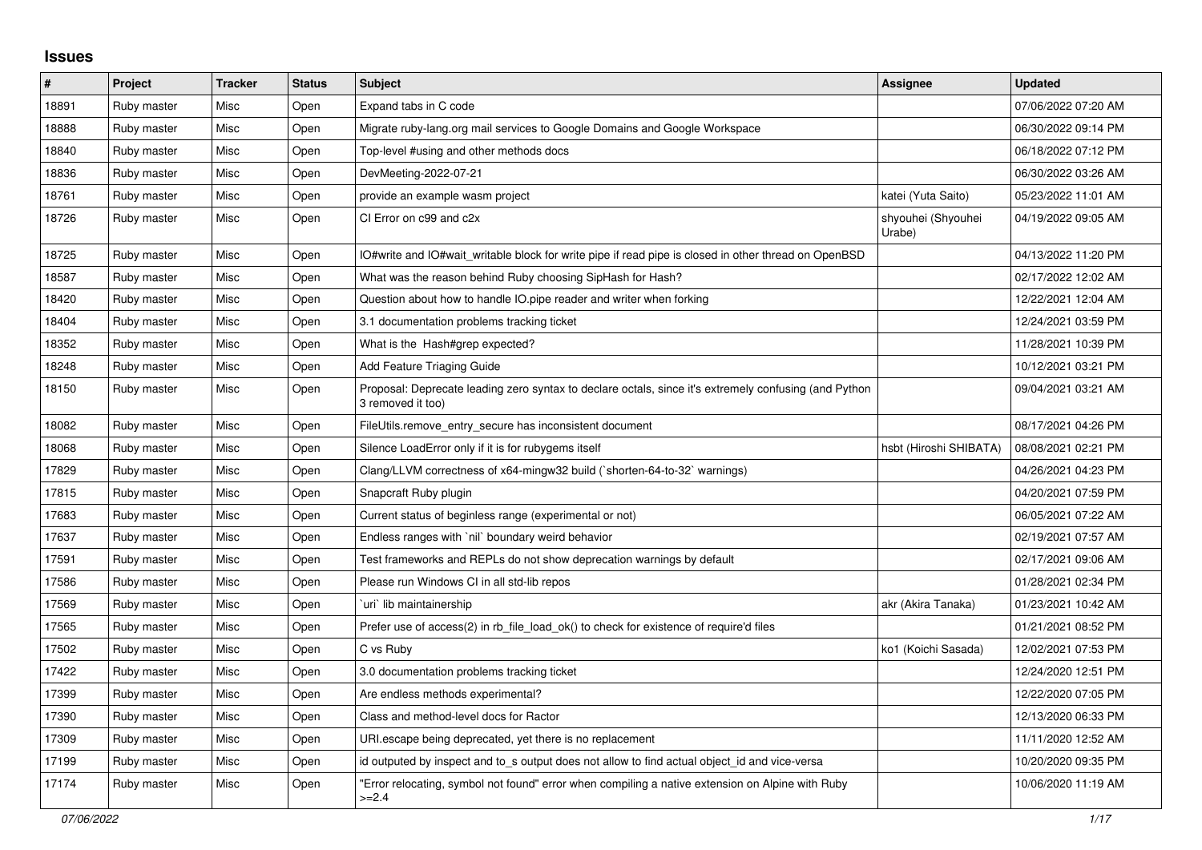# Issues

| # | Project | Tracker | Status | Subject | Assignee | Updated |
|---|---|---|---|---|---|---|
| 18891 | Ruby master | Misc | Open | Expand tabs in C code | | 07/06/2022 07:20 AM |
| 18888 | Ruby master | Misc | Open | Migrate ruby-lang.org mail services to Google Domains and Google Workspace | | 06/30/2022 09:14 PM |
| 18840 | Ruby master | Misc | Open | Top-level #using and other methods docs | | 06/18/2022 07:12 PM |
| 18836 | Ruby master | Misc | Open | DevMeeting-2022-07-21 | | 06/30/2022 03:26 AM |
| 18761 | Ruby master | Misc | Open | provide an example wasm project | katei (Yuta Saito) | 05/23/2022 11:01 AM |
| 18726 | Ruby master | Misc | Open | CI Error on c99 and c2x | shyouhei (Shyouhei Urabe) | 04/19/2022 09:05 AM |
| 18725 | Ruby master | Misc | Open | IO#write and IO#wait_writable block for write pipe if read pipe is closed in other thread on OpenBSD | | 04/13/2022 11:20 PM |
| 18587 | Ruby master | Misc | Open | What was the reason behind Ruby choosing SipHash for Hash? | | 02/17/2022 12:02 AM |
| 18420 | Ruby master | Misc | Open | Question about how to handle IO.pipe reader and writer when forking | | 12/22/2021 12:04 AM |
| 18404 | Ruby master | Misc | Open | 3.1 documentation problems tracking ticket | | 12/24/2021 03:59 PM |
| 18352 | Ruby master | Misc | Open | What is the Hash#grep expected? | | 11/28/2021 10:39 PM |
| 18248 | Ruby master | Misc | Open | Add Feature Triaging Guide | | 10/12/2021 03:21 PM |
| 18150 | Ruby master | Misc | Open | Proposal: Deprecate leading zero syntax to declare octals, since it's extremely confusing (and Python 3 removed it too) | | 09/04/2021 03:21 AM |
| 18082 | Ruby master | Misc | Open | FileUtils.remove_entry_secure has inconsistent document | | 08/17/2021 04:26 PM |
| 18068 | Ruby master | Misc | Open | Silence LoadError only if it is for rubygems itself | hsbt (Hiroshi SHIBATA) | 08/08/2021 02:21 PM |
| 17829 | Ruby master | Misc | Open | Clang/LLVM correctness of x64-mingw32 build (`shorten-64-to-32` warnings) | | 04/26/2021 04:23 PM |
| 17815 | Ruby master | Misc | Open | Snapcraft Ruby plugin | | 04/20/2021 07:59 PM |
| 17683 | Ruby master | Misc | Open | Current status of beginless range (experimental or not) | | 06/05/2021 07:22 AM |
| 17637 | Ruby master | Misc | Open | Endless ranges with `nil` boundary weird behavior | | 02/19/2021 07:57 AM |
| 17591 | Ruby master | Misc | Open | Test frameworks and REPLs do not show deprecation warnings by default | | 02/17/2021 09:06 AM |
| 17586 | Ruby master | Misc | Open | Please run Windows CI in all std-lib repos | | 01/28/2021 02:34 PM |
| 17569 | Ruby master | Misc | Open | `uri` lib maintainership | akr (Akira Tanaka) | 01/23/2021 10:42 AM |
| 17565 | Ruby master | Misc | Open | Prefer use of access(2) in rb_file_load_ok() to check for existence of require'd files | | 01/21/2021 08:52 PM |
| 17502 | Ruby master | Misc | Open | C vs Ruby | ko1 (Koichi Sasada) | 12/02/2021 07:53 PM |
| 17422 | Ruby master | Misc | Open | 3.0 documentation problems tracking ticket | | 12/24/2020 12:51 PM |
| 17399 | Ruby master | Misc | Open | Are endless methods experimental? | | 12/22/2020 07:05 PM |
| 17390 | Ruby master | Misc | Open | Class and method-level docs for Ractor | | 12/13/2020 06:33 PM |
| 17309 | Ruby master | Misc | Open | URI.escape being deprecated, yet there is no replacement | | 11/11/2020 12:52 AM |
| 17199 | Ruby master | Misc | Open | id outputed by inspect and to_s output does not allow to find actual object_id and vice-versa | | 10/20/2020 09:35 PM |
| 17174 | Ruby master | Misc | Open | "Error relocating, symbol not found" error when compiling a native extension on Alpine with Ruby >=2.4 | | 10/06/2020 11:19 AM |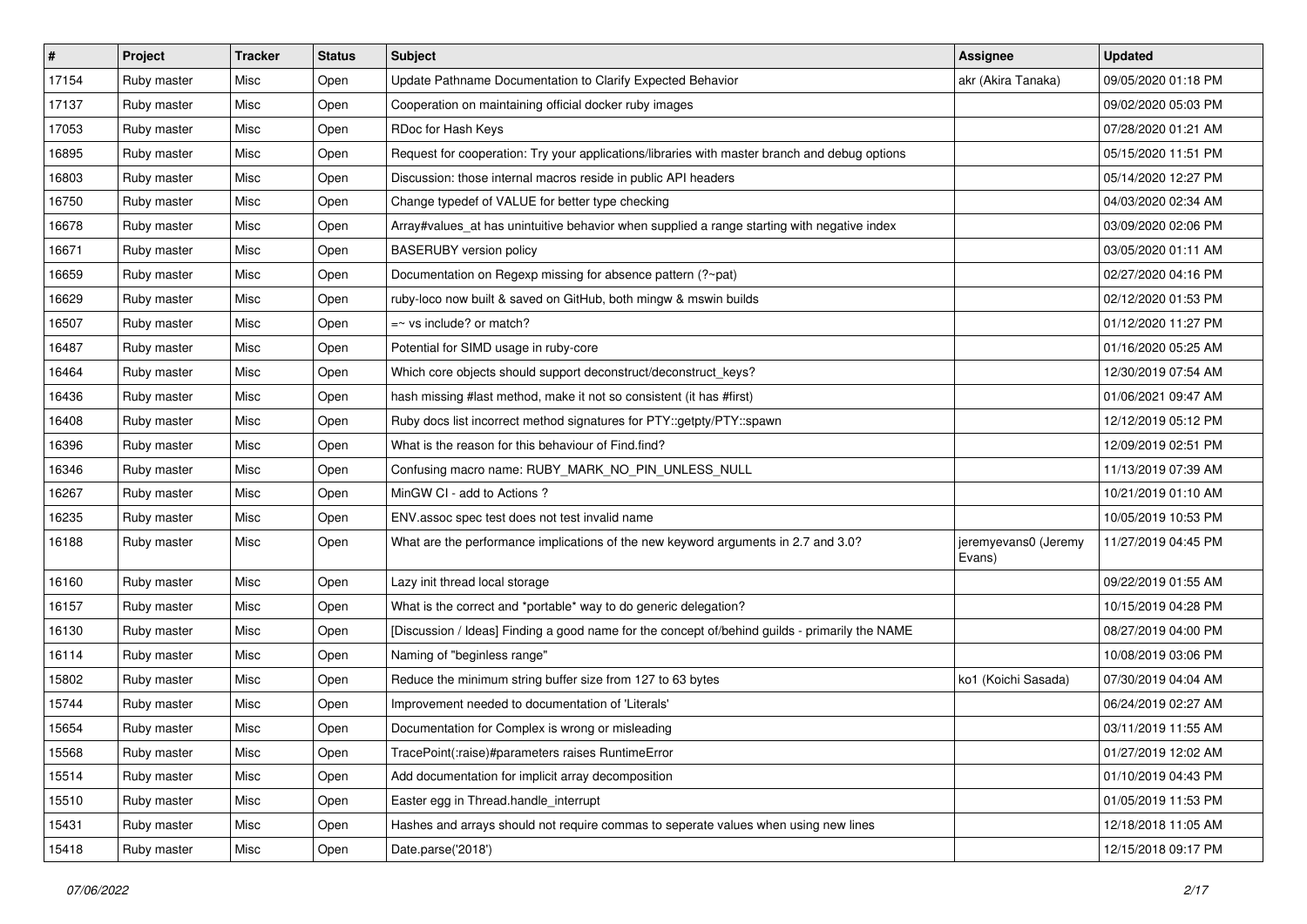| # | Project | Tracker | Status | Subject | Assignee | Updated |
|---|---|---|---|---|---|---|
| 17154 | Ruby master | Misc | Open | Update Pathname Documentation to Clarify Expected Behavior | akr (Akira Tanaka) | 09/05/2020 01:18 PM |
| 17137 | Ruby master | Misc | Open | Cooperation on maintaining official docker ruby images | | 09/02/2020 05:03 PM |
| 17053 | Ruby master | Misc | Open | RDoc for Hash Keys | | 07/28/2020 01:21 AM |
| 16895 | Ruby master | Misc | Open | Request for cooperation: Try your applications/libraries with master branch and debug options | | 05/15/2020 11:51 PM |
| 16803 | Ruby master | Misc | Open | Discussion: those internal macros reside in public API headers | | 05/14/2020 12:27 PM |
| 16750 | Ruby master | Misc | Open | Change typedef of VALUE for better type checking | | 04/03/2020 02:34 AM |
| 16678 | Ruby master | Misc | Open | Array#values_at has unintuitive behavior when supplied a range starting with negative index | | 03/09/2020 02:06 PM |
| 16671 | Ruby master | Misc | Open | BASERUBY version policy | | 03/05/2020 01:11 AM |
| 16659 | Ruby master | Misc | Open | Documentation on Regexp missing for absence pattern (?~pat) | | 02/27/2020 04:16 PM |
| 16629 | Ruby master | Misc | Open | ruby-loco now built & saved on GitHub, both mingw & mswin builds | | 02/12/2020 01:53 PM |
| 16507 | Ruby master | Misc | Open | =~ vs include? or match? | | 01/12/2020 11:27 PM |
| 16487 | Ruby master | Misc | Open | Potential for SIMD usage in ruby-core | | 01/16/2020 05:25 AM |
| 16464 | Ruby master | Misc | Open | Which core objects should support deconstruct/deconstruct_keys? | | 12/30/2019 07:54 AM |
| 16436 | Ruby master | Misc | Open | hash missing #last method, make it not so consistent (it has #first) | | 01/06/2021 09:47 AM |
| 16408 | Ruby master | Misc | Open | Ruby docs list incorrect method signatures for PTY::getpty/PTY::spawn | | 12/12/2019 05:12 PM |
| 16396 | Ruby master | Misc | Open | What is the reason for this behaviour of Find.find? | | 12/09/2019 02:51 PM |
| 16346 | Ruby master | Misc | Open | Confusing macro name: RUBY_MARK_NO_PIN_UNLESS_NULL | | 11/13/2019 07:39 AM |
| 16267 | Ruby master | Misc | Open | MinGW CI - add to Actions ? | | 10/21/2019 01:10 AM |
| 16235 | Ruby master | Misc | Open | ENV.assoc spec test does not test invalid name | | 10/05/2019 10:53 PM |
| 16188 | Ruby master | Misc | Open | What are the performance implications of the new keyword arguments in 2.7 and 3.0? | jeremyevans0 (Jeremy Evans) | 11/27/2019 04:45 PM |
| 16160 | Ruby master | Misc | Open | Lazy init thread local storage | | 09/22/2019 01:55 AM |
| 16157 | Ruby master | Misc | Open | What is the correct and *portable* way to do generic delegation? | | 10/15/2019 04:28 PM |
| 16130 | Ruby master | Misc | Open | [Discussion / Ideas] Finding a good name for the concept of/behind guilds - primarily the NAME | | 08/27/2019 04:00 PM |
| 16114 | Ruby master | Misc | Open | Naming of "beginless range" | | 10/08/2019 03:06 PM |
| 15802 | Ruby master | Misc | Open | Reduce the minimum string buffer size from 127 to 63 bytes | ko1 (Koichi Sasada) | 07/30/2019 04:04 AM |
| 15744 | Ruby master | Misc | Open | Improvement needed to documentation of 'Literals' | | 06/24/2019 02:27 AM |
| 15654 | Ruby master | Misc | Open | Documentation for Complex is wrong or misleading | | 03/11/2019 11:55 AM |
| 15568 | Ruby master | Misc | Open | TracePoint(:raise)#parameters raises RuntimeError | | 01/27/2019 12:02 AM |
| 15514 | Ruby master | Misc | Open | Add documentation for implicit array decomposition | | 01/10/2019 04:43 PM |
| 15510 | Ruby master | Misc | Open | Easter egg in Thread.handle_interrupt | | 01/05/2019 11:53 PM |
| 15431 | Ruby master | Misc | Open | Hashes and arrays should not require commas to seperate values when using new lines | | 12/18/2018 11:05 AM |
| 15418 | Ruby master | Misc | Open | Date.parse('2018') | | 12/15/2018 09:17 PM |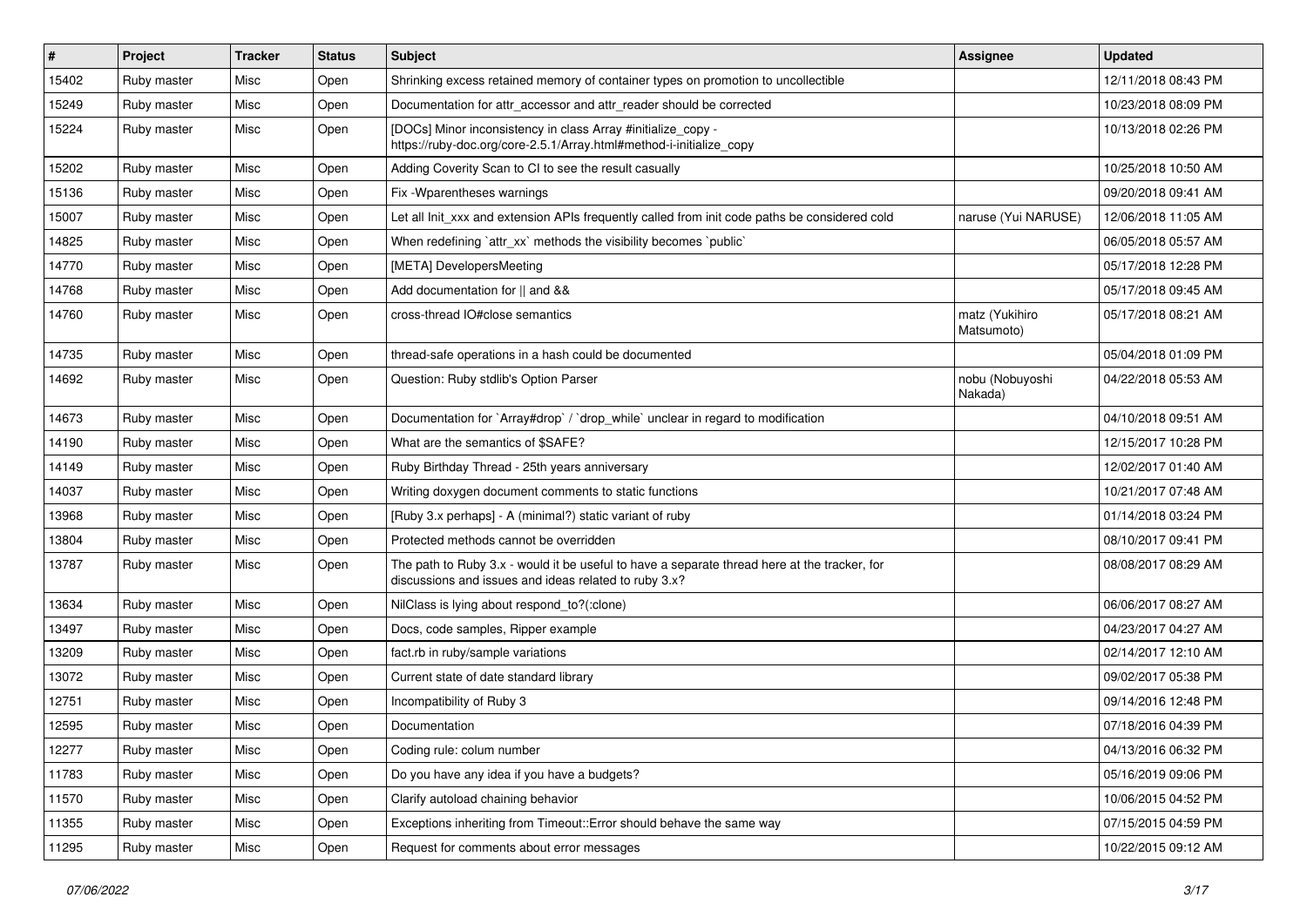| # | Project | Tracker | Status | Subject | Assignee | Updated |
|---|---|---|---|---|---|---|
| 15402 | Ruby master | Misc | Open | Shrinking excess retained memory of container types on promotion to uncollectible | | 12/11/2018 08:43 PM |
| 15249 | Ruby master | Misc | Open | Documentation for attr_accessor and attr_reader should be corrected | | 10/23/2018 08:09 PM |
| 15224 | Ruby master | Misc | Open | [DOCs] Minor inconsistency in class Array #initialize_copy - https://ruby-doc.org/core-2.5.1/Array.html#method-i-initialize_copy | | 10/13/2018 02:26 PM |
| 15202 | Ruby master | Misc | Open | Adding Coverity Scan to CI to see the result casually | | 10/25/2018 10:50 AM |
| 15136 | Ruby master | Misc | Open | Fix -Wparentheses warnings | | 09/20/2018 09:41 AM |
| 15007 | Ruby master | Misc | Open | Let all Init_xxx and extension APIs frequently called from init code paths be considered cold | naruse (Yui NARUSE) | 12/06/2018 11:05 AM |
| 14825 | Ruby master | Misc | Open | When redefining `attr_xx` methods the visibility becomes `public` | | 06/05/2018 05:57 AM |
| 14770 | Ruby master | Misc | Open | [META] DevelopersMeeting | | 05/17/2018 12:28 PM |
| 14768 | Ruby master | Misc | Open | Add documentation for \|\| and && | | 05/17/2018 09:45 AM |
| 14760 | Ruby master | Misc | Open | cross-thread IO#close semantics | matz (Yukihiro Matsumoto) | 05/17/2018 08:21 AM |
| 14735 | Ruby master | Misc | Open | thread-safe operations in a hash could be documented | | 05/04/2018 01:09 PM |
| 14692 | Ruby master | Misc | Open | Question: Ruby stdlib's Option Parser | nobu (Nobuyoshi Nakada) | 04/22/2018 05:53 AM |
| 14673 | Ruby master | Misc | Open | Documentation for `Array#drop` / `drop_while` unclear in regard to modification | | 04/10/2018 09:51 AM |
| 14190 | Ruby master | Misc | Open | What are the semantics of $SAFE? | | 12/15/2017 10:28 PM |
| 14149 | Ruby master | Misc | Open | Ruby Birthday Thread - 25th years anniversary | | 12/02/2017 01:40 AM |
| 14037 | Ruby master | Misc | Open | Writing doxygen document comments to static functions | | 10/21/2017 07:48 AM |
| 13968 | Ruby master | Misc | Open | [Ruby 3.x perhaps] - A (minimal?) static variant of ruby | | 01/14/2018 03:24 PM |
| 13804 | Ruby master | Misc | Open | Protected methods cannot be overridden | | 08/10/2017 09:41 PM |
| 13787 | Ruby master | Misc | Open | The path to Ruby 3.x - would it be useful to have a separate thread here at the tracker, for discussions and issues and ideas related to ruby 3.x? | | 08/08/2017 08:29 AM |
| 13634 | Ruby master | Misc | Open | NilClass is lying about respond_to?(:clone) | | 06/06/2017 08:27 AM |
| 13497 | Ruby master | Misc | Open | Docs, code samples, Ripper example | | 04/23/2017 04:27 AM |
| 13209 | Ruby master | Misc | Open | fact.rb in ruby/sample variations | | 02/14/2017 12:10 AM |
| 13072 | Ruby master | Misc | Open | Current state of date standard library | | 09/02/2017 05:38 PM |
| 12751 | Ruby master | Misc | Open | Incompatibility of Ruby 3 | | 09/14/2016 12:48 PM |
| 12595 | Ruby master | Misc | Open | Documentation | | 07/18/2016 04:39 PM |
| 12277 | Ruby master | Misc | Open | Coding rule: colum number | | 04/13/2016 06:32 PM |
| 11783 | Ruby master | Misc | Open | Do you have any idea if you have a budgets? | | 05/16/2019 09:06 PM |
| 11570 | Ruby master | Misc | Open | Clarify autoload chaining behavior | | 10/06/2015 04:52 PM |
| 11355 | Ruby master | Misc | Open | Exceptions inheriting from Timeout::Error should behave the same way | | 07/15/2015 04:59 PM |
| 11295 | Ruby master | Misc | Open | Request for comments about error messages | | 10/22/2015 09:12 AM |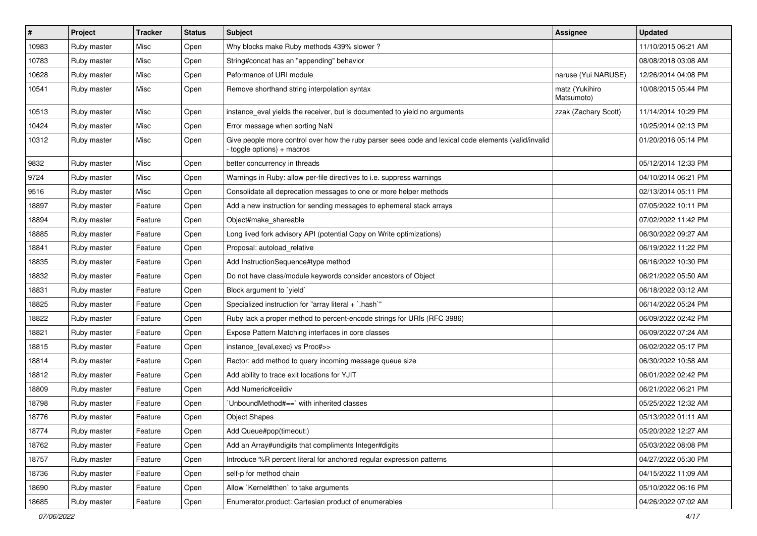| # | Project | Tracker | Status | Subject | Assignee | Updated |
|---|---|---|---|---|---|---|
| 10983 | Ruby master | Misc | Open | Why blocks make Ruby methods 439% slower ? | | 11/10/2015 06:21 AM |
| 10783 | Ruby master | Misc | Open | String#concat has an "appending" behavior | | 08/08/2018 03:08 AM |
| 10628 | Ruby master | Misc | Open | Peformance of URI module | naruse (Yui NARUSE) | 12/26/2014 04:08 PM |
| 10541 | Ruby master | Misc | Open | Remove shorthand string interpolation syntax | matz (Yukihiro Matsumoto) | 10/08/2015 05:44 PM |
| 10513 | Ruby master | Misc | Open | instance_eval yields the receiver, but is documented to yield no arguments | zzak (Zachary Scott) | 11/14/2014 10:29 PM |
| 10424 | Ruby master | Misc | Open | Error message when sorting NaN | | 10/25/2014 02:13 PM |
| 10312 | Ruby master | Misc | Open | Give people more control over how the ruby parser sees code and lexical code elements (valid/invalid - toggle options) + macros | | 01/20/2016 05:14 PM |
| 9832 | Ruby master | Misc | Open | better concurrency in threads | | 05/12/2014 12:33 PM |
| 9724 | Ruby master | Misc | Open | Warnings in Ruby: allow per-file directives to i.e. suppress warnings | | 04/10/2014 06:21 PM |
| 9516 | Ruby master | Misc | Open | Consolidate all deprecation messages to one or more helper methods | | 02/13/2014 05:11 PM |
| 18897 | Ruby master | Feature | Open | Add a new instruction for sending messages to ephemeral stack arrays | | 07/05/2022 10:11 PM |
| 18894 | Ruby master | Feature | Open | Object#make_shareable | | 07/02/2022 11:42 PM |
| 18885 | Ruby master | Feature | Open | Long lived fork advisory API (potential Copy on Write optimizations) | | 06/30/2022 09:27 AM |
| 18841 | Ruby master | Feature | Open | Proposal: autoload_relative | | 06/19/2022 11:22 PM |
| 18835 | Ruby master | Feature | Open | Add InstructionSequence#type method | | 06/16/2022 10:30 PM |
| 18832 | Ruby master | Feature | Open | Do not have class/module keywords consider ancestors of Object | | 06/21/2022 05:50 AM |
| 18831 | Ruby master | Feature | Open | Block argument to `yield` | | 06/18/2022 03:12 AM |
| 18825 | Ruby master | Feature | Open | Specialized instruction for "array literal + `.hash`" | | 06/14/2022 05:24 PM |
| 18822 | Ruby master | Feature | Open | Ruby lack a proper method to percent-encode strings for URIs (RFC 3986) | | 06/09/2022 02:42 PM |
| 18821 | Ruby master | Feature | Open | Expose Pattern Matching interfaces in core classes | | 06/09/2022 07:24 AM |
| 18815 | Ruby master | Feature | Open | instance_{eval,exec} vs Proc#>> | | 06/02/2022 05:17 PM |
| 18814 | Ruby master | Feature | Open | Ractor: add method to query incoming message queue size | | 06/30/2022 10:58 AM |
| 18812 | Ruby master | Feature | Open | Add ability to trace exit locations for YJIT | | 06/01/2022 02:42 PM |
| 18809 | Ruby master | Feature | Open | Add Numeric#ceildiv | | 06/21/2022 06:21 PM |
| 18798 | Ruby master | Feature | Open | `UnboundMethod#==` with inherited classes | | 05/25/2022 12:32 AM |
| 18776 | Ruby master | Feature | Open | Object Shapes | | 05/13/2022 01:11 AM |
| 18774 | Ruby master | Feature | Open | Add Queue#pop(timeout:) | | 05/20/2022 12:27 AM |
| 18762 | Ruby master | Feature | Open | Add an Array#undigits that compliments Integer#digits | | 05/03/2022 08:08 PM |
| 18757 | Ruby master | Feature | Open | Introduce %R percent literal for anchored regular expression patterns | | 04/27/2022 05:30 PM |
| 18736 | Ruby master | Feature | Open | self-p for method chain | | 04/15/2022 11:09 AM |
| 18690 | Ruby master | Feature | Open | Allow `Kernel#then` to take arguments | | 05/10/2022 06:16 PM |
| 18685 | Ruby master | Feature | Open | Enumerator.product: Cartesian product of enumerables | | 04/26/2022 07:02 AM |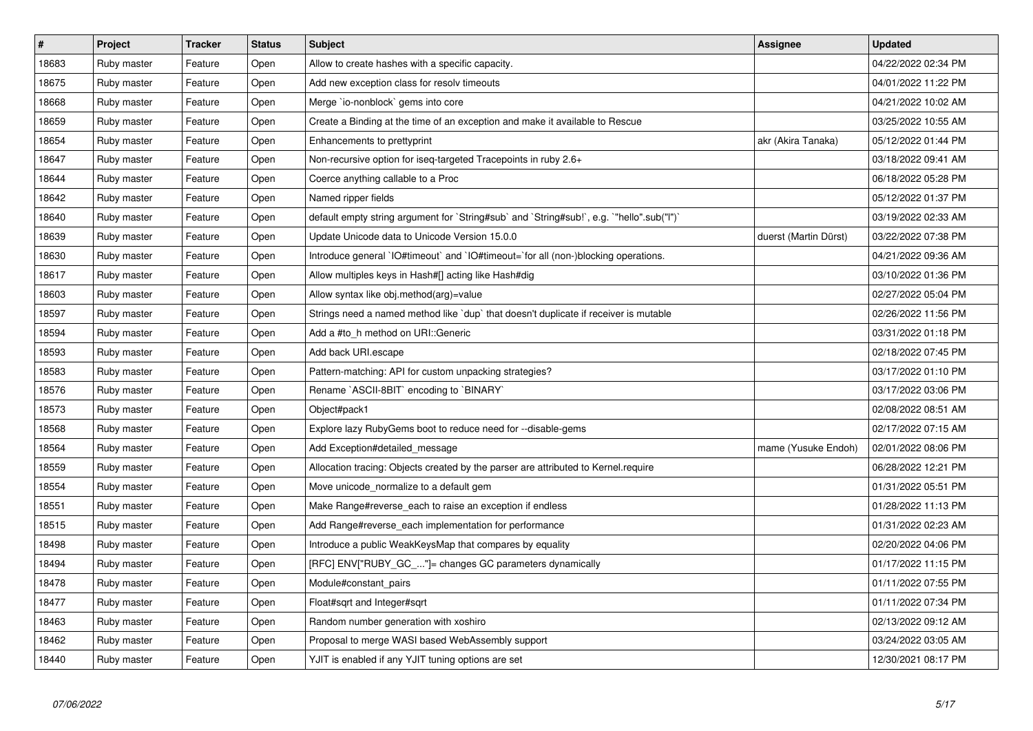| # | Project | Tracker | Status | Subject | Assignee | Updated |
|---|---|---|---|---|---|---|
| 18683 | Ruby master | Feature | Open | Allow to create hashes with a specific capacity. | | 04/22/2022 02:34 PM |
| 18675 | Ruby master | Feature | Open | Add new exception class for resolv timeouts | | 04/01/2022 11:22 PM |
| 18668 | Ruby master | Feature | Open | Merge `io-nonblock` gems into core | | 04/21/2022 10:02 AM |
| 18659 | Ruby master | Feature | Open | Create a Binding at the time of an exception and make it available to Rescue | | 03/25/2022 10:55 AM |
| 18654 | Ruby master | Feature | Open | Enhancements to prettyprint | akr (Akira Tanaka) | 05/12/2022 01:44 PM |
| 18647 | Ruby master | Feature | Open | Non-recursive option for iseq-targeted Tracepoints in ruby 2.6+ | | 03/18/2022 09:41 AM |
| 18644 | Ruby master | Feature | Open | Coerce anything callable to a Proc | | 06/18/2022 05:28 PM |
| 18642 | Ruby master | Feature | Open | Named ripper fields | | 05/12/2022 01:37 PM |
| 18640 | Ruby master | Feature | Open | default empty string argument for `String#sub` and `String#sub!`, e.g. `"hello".sub("l")` | | 03/19/2022 02:33 AM |
| 18639 | Ruby master | Feature | Open | Update Unicode data to Unicode Version 15.0.0 | duerst (Martin Dürst) | 03/22/2022 07:38 PM |
| 18630 | Ruby master | Feature | Open | Introduce general `IO#timeout` and `IO#timeout=`for all (non-)blocking operations. | | 04/21/2022 09:36 AM |
| 18617 | Ruby master | Feature | Open | Allow multiples keys in Hash#[] acting like Hash#dig | | 03/10/2022 01:36 PM |
| 18603 | Ruby master | Feature | Open | Allow syntax like obj.method(arg)=value | | 02/27/2022 05:04 PM |
| 18597 | Ruby master | Feature | Open | Strings need a named method like `dup` that doesn't duplicate if receiver is mutable | | 02/26/2022 11:56 PM |
| 18594 | Ruby master | Feature | Open | Add a #to_h method on URI::Generic | | 03/31/2022 01:18 PM |
| 18593 | Ruby master | Feature | Open | Add back URI.escape | | 02/18/2022 07:45 PM |
| 18583 | Ruby master | Feature | Open | Pattern-matching: API for custom unpacking strategies? | | 03/17/2022 01:10 PM |
| 18576 | Ruby master | Feature | Open | Rename `ASCII-8BIT` encoding to `BINARY` | | 03/17/2022 03:06 PM |
| 18573 | Ruby master | Feature | Open | Object#pack1 | | 02/08/2022 08:51 AM |
| 18568 | Ruby master | Feature | Open | Explore lazy RubyGems boot to reduce need for --disable-gems | | 02/17/2022 07:15 AM |
| 18564 | Ruby master | Feature | Open | Add Exception#detailed_message | mame (Yusuke Endoh) | 02/01/2022 08:06 PM |
| 18559 | Ruby master | Feature | Open | Allocation tracing: Objects created by the parser are attributed to Kernel.require | | 06/28/2022 12:21 PM |
| 18554 | Ruby master | Feature | Open | Move unicode_normalize to a default gem | | 01/31/2022 05:51 PM |
| 18551 | Ruby master | Feature | Open | Make Range#reverse_each to raise an exception if endless | | 01/28/2022 11:13 PM |
| 18515 | Ruby master | Feature | Open | Add Range#reverse_each implementation for performance | | 01/31/2022 02:23 AM |
| 18498 | Ruby master | Feature | Open | Introduce a public WeakKeysMap that compares by equality | | 02/20/2022 04:06 PM |
| 18494 | Ruby master | Feature | Open | [RFC] ENV["RUBY_GC_..."]= changes GC parameters dynamically | | 01/17/2022 11:15 PM |
| 18478 | Ruby master | Feature | Open | Module#constant_pairs | | 01/11/2022 07:55 PM |
| 18477 | Ruby master | Feature | Open | Float#sqrt and Integer#sqrt | | 01/11/2022 07:34 PM |
| 18463 | Ruby master | Feature | Open | Random number generation with xoshiro | | 02/13/2022 09:12 AM |
| 18462 | Ruby master | Feature | Open | Proposal to merge WASI based WebAssembly support | | 03/24/2022 03:05 AM |
| 18440 | Ruby master | Feature | Open | YJIT is enabled if any YJIT tuning options are set | | 12/30/2021 08:17 PM |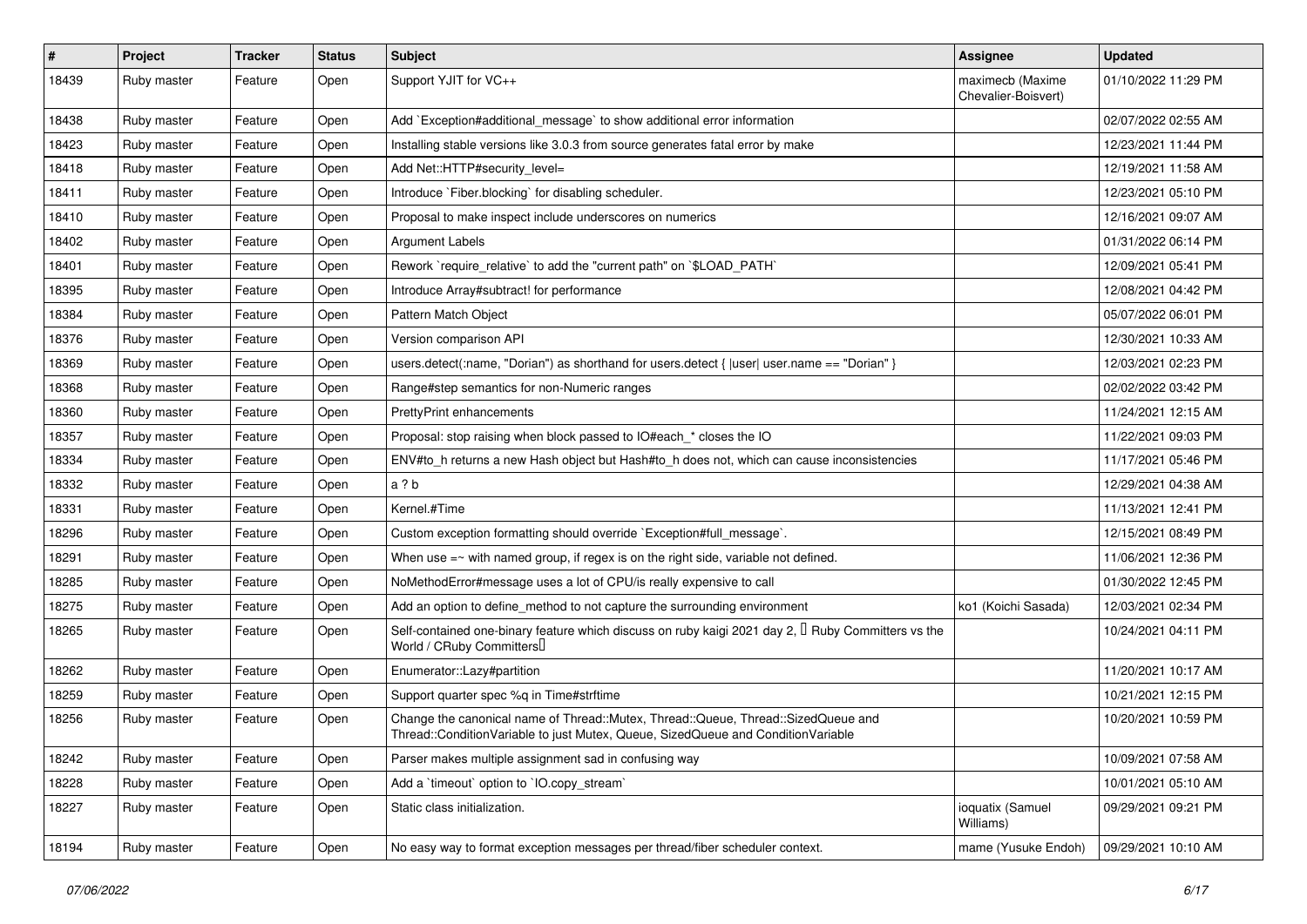| # | Project | Tracker | Status | Subject | Assignee | Updated |
|---|---|---|---|---|---|---|
| 18439 | Ruby master | Feature | Open | Support YJIT for VC++ | maximecb (Maxime Chevalier-Boisvert) | 01/10/2022 11:29 PM |
| 18438 | Ruby master | Feature | Open | Add `Exception#additional_message` to show additional error information | | 02/07/2022 02:55 AM |
| 18423 | Ruby master | Feature | Open | Installing stable versions like 3.0.3 from source generates fatal error by make | | 12/23/2021 11:44 PM |
| 18418 | Ruby master | Feature | Open | Add Net::HTTP#security_level= | | 12/19/2021 11:58 AM |
| 18411 | Ruby master | Feature | Open | Introduce `Fiber.blocking` for disabling scheduler. | | 12/23/2021 05:10 PM |
| 18410 | Ruby master | Feature | Open | Proposal to make inspect include underscores on numerics | | 12/16/2021 09:07 AM |
| 18402 | Ruby master | Feature | Open | Argument Labels | | 01/31/2022 06:14 PM |
| 18401 | Ruby master | Feature | Open | Rework `require_relative` to add the "current path" on `$LOAD_PATH` | | 12/09/2021 05:41 PM |
| 18395 | Ruby master | Feature | Open | Introduce Array#subtract! for performance | | 12/08/2021 04:42 PM |
| 18384 | Ruby master | Feature | Open | Pattern Match Object | | 05/07/2022 06:01 PM |
| 18376 | Ruby master | Feature | Open | Version comparison API | | 12/30/2021 10:33 AM |
| 18369 | Ruby master | Feature | Open | users.detect(:name, "Dorian") as shorthand for users.detect { \|user\| user.name == "Dorian" } | | 12/03/2021 02:23 PM |
| 18368 | Ruby master | Feature | Open | Range#step semantics for non-Numeric ranges | | 02/02/2022 03:42 PM |
| 18360 | Ruby master | Feature | Open | PrettyPrint enhancements | | 11/24/2021 12:15 AM |
| 18357 | Ruby master | Feature | Open | Proposal: stop raising when block passed to IO#each_* closes the IO | | 11/22/2021 09:03 PM |
| 18334 | Ruby master | Feature | Open | ENV#to_h returns a new Hash object but Hash#to_h does not, which can cause inconsistencies | | 11/17/2021 05:46 PM |
| 18332 | Ruby master | Feature | Open | a ? b | | 12/29/2021 04:38 AM |
| 18331 | Ruby master | Feature | Open | Kernel.#Time | | 11/13/2021 12:41 PM |
| 18296 | Ruby master | Feature | Open | Custom exception formatting should override `Exception#full_message`. | | 12/15/2021 08:49 PM |
| 18291 | Ruby master | Feature | Open | When use =~ with named group, if regex is on the right side, variable not defined. | | 11/06/2021 12:36 PM |
| 18285 | Ruby master | Feature | Open | NoMethodError#message uses a lot of CPU/is really expensive to call | | 01/30/2022 12:45 PM |
| 18275 | Ruby master | Feature | Open | Add an option to define_method to not capture the surrounding environment | ko1 (Koichi Sasada) | 12/03/2021 02:34 PM |
| 18265 | Ruby master | Feature | Open | Self-contained one-binary feature which discuss on ruby kaigi 2021 day 2, 「Ruby Committers vs the World / CRuby Committers」 | | 10/24/2021 04:11 PM |
| 18262 | Ruby master | Feature | Open | Enumerator::Lazy#partition | | 11/20/2021 10:17 AM |
| 18259 | Ruby master | Feature | Open | Support quarter spec %q in Time#strftime | | 10/21/2021 12:15 PM |
| 18256 | Ruby master | Feature | Open | Change the canonical name of Thread::Mutex, Thread::Queue, Thread::SizedQueue and Thread::ConditionVariable to just Mutex, Queue, SizedQueue and ConditionVariable | | 10/20/2021 10:59 PM |
| 18242 | Ruby master | Feature | Open | Parser makes multiple assignment sad in confusing way | | 10/09/2021 07:58 AM |
| 18228 | Ruby master | Feature | Open | Add a `timeout` option to `IO.copy_stream` | | 10/01/2021 05:10 AM |
| 18227 | Ruby master | Feature | Open | Static class initialization. | ioquatix (Samuel Williams) | 09/29/2021 09:21 PM |
| 18194 | Ruby master | Feature | Open | No easy way to format exception messages per thread/fiber scheduler context. | mame (Yusuke Endoh) | 09/29/2021 10:10 AM |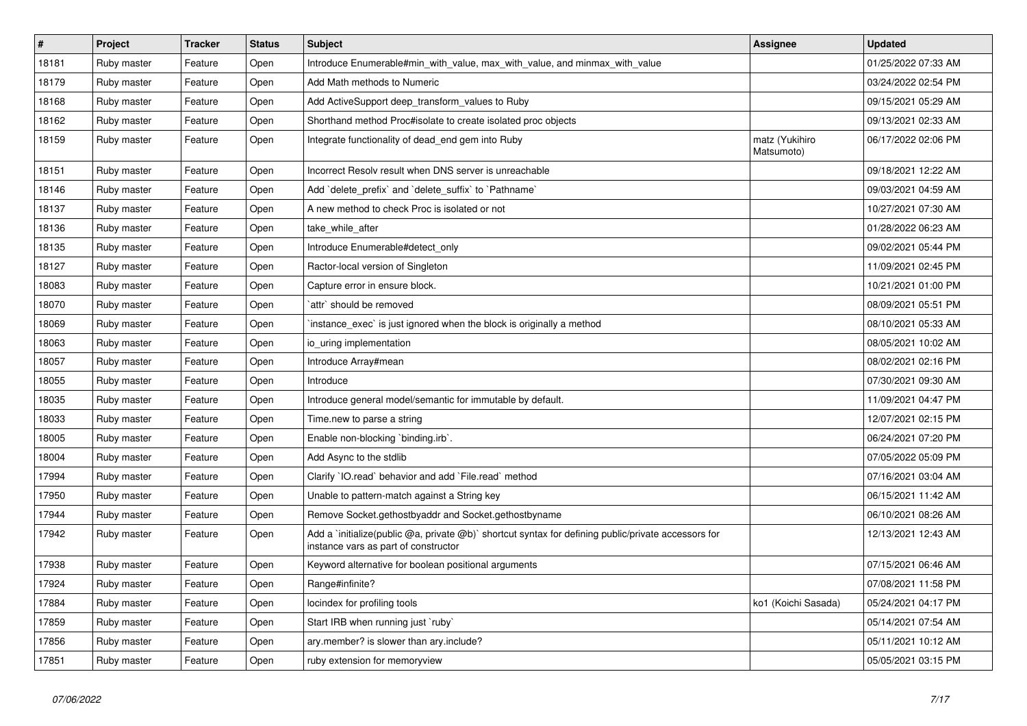| # | Project | Tracker | Status | Subject | Assignee | Updated |
| --- | --- | --- | --- | --- | --- | --- |
| 18181 | Ruby master | Feature | Open | Introduce Enumerable#min_with_value, max_with_value, and minmax_with_value | | 01/25/2022 07:33 AM |
| 18179 | Ruby master | Feature | Open | Add Math methods to Numeric | | 03/24/2022 02:54 PM |
| 18168 | Ruby master | Feature | Open | Add ActiveSupport deep_transform_values to Ruby | | 09/15/2021 05:29 AM |
| 18162 | Ruby master | Feature | Open | Shorthand method Proc#isolate to create isolated proc objects | | 09/13/2021 02:33 AM |
| 18159 | Ruby master | Feature | Open | Integrate functionality of dead_end gem into Ruby | matz (Yukihiro Matsumoto) | 06/17/2022 02:06 PM |
| 18151 | Ruby master | Feature | Open | Incorrect Resolv result when DNS server is unreachable | | 09/18/2021 12:22 AM |
| 18146 | Ruby master | Feature | Open | Add `delete_prefix` and `delete_suffix` to `Pathname` | | 09/03/2021 04:59 AM |
| 18137 | Ruby master | Feature | Open | A new method to check Proc is isolated or not | | 10/27/2021 07:30 AM |
| 18136 | Ruby master | Feature | Open | take_while_after | | 01/28/2022 06:23 AM |
| 18135 | Ruby master | Feature | Open | Introduce Enumerable#detect_only | | 09/02/2021 05:44 PM |
| 18127 | Ruby master | Feature | Open | Ractor-local version of Singleton | | 11/09/2021 02:45 PM |
| 18083 | Ruby master | Feature | Open | Capture error in ensure block. | | 10/21/2021 01:00 PM |
| 18070 | Ruby master | Feature | Open | `attr` should be removed | | 08/09/2021 05:51 PM |
| 18069 | Ruby master | Feature | Open | `instance_exec` is just ignored when the block is originally a method | | 08/10/2021 05:33 AM |
| 18063 | Ruby master | Feature | Open | io_uring implementation | | 08/05/2021 10:02 AM |
| 18057 | Ruby master | Feature | Open | Introduce Array#mean | | 08/02/2021 02:16 PM |
| 18055 | Ruby master | Feature | Open | Introduce | | 07/30/2021 09:30 AM |
| 18035 | Ruby master | Feature | Open | Introduce general model/semantic for immutable by default. | | 11/09/2021 04:47 PM |
| 18033 | Ruby master | Feature | Open | Time.new to parse a string | | 12/07/2021 02:15 PM |
| 18005 | Ruby master | Feature | Open | Enable non-blocking `binding.irb`. | | 06/24/2021 07:20 PM |
| 18004 | Ruby master | Feature | Open | Add Async to the stdlib | | 07/05/2022 05:09 PM |
| 17994 | Ruby master | Feature | Open | Clarify `IO.read` behavior and add `File.read` method | | 07/16/2021 03:04 AM |
| 17950 | Ruby master | Feature | Open | Unable to pattern-match against a String key | | 06/15/2021 11:42 AM |
| 17944 | Ruby master | Feature | Open | Remove Socket.gethostbyaddr and Socket.gethostbyname | | 06/10/2021 08:26 AM |
| 17942 | Ruby master | Feature | Open | Add a `initialize(public @a, private @b)` shortcut syntax for defining public/private accessors for instance vars as part of constructor | | 12/13/2021 12:43 AM |
| 17938 | Ruby master | Feature | Open | Keyword alternative for boolean positional arguments | | 07/15/2021 06:46 AM |
| 17924 | Ruby master | Feature | Open | Range#infinite? | | 07/08/2021 11:58 PM |
| 17884 | Ruby master | Feature | Open | locindex for profiling tools | ko1 (Koichi Sasada) | 05/24/2021 04:17 PM |
| 17859 | Ruby master | Feature | Open | Start IRB when running just `ruby` | | 05/14/2021 07:54 AM |
| 17856 | Ruby master | Feature | Open | ary.member? is slower than ary.include? | | 05/11/2021 10:12 AM |
| 17851 | Ruby master | Feature | Open | ruby extension for memoryview | | 05/05/2021 03:15 PM |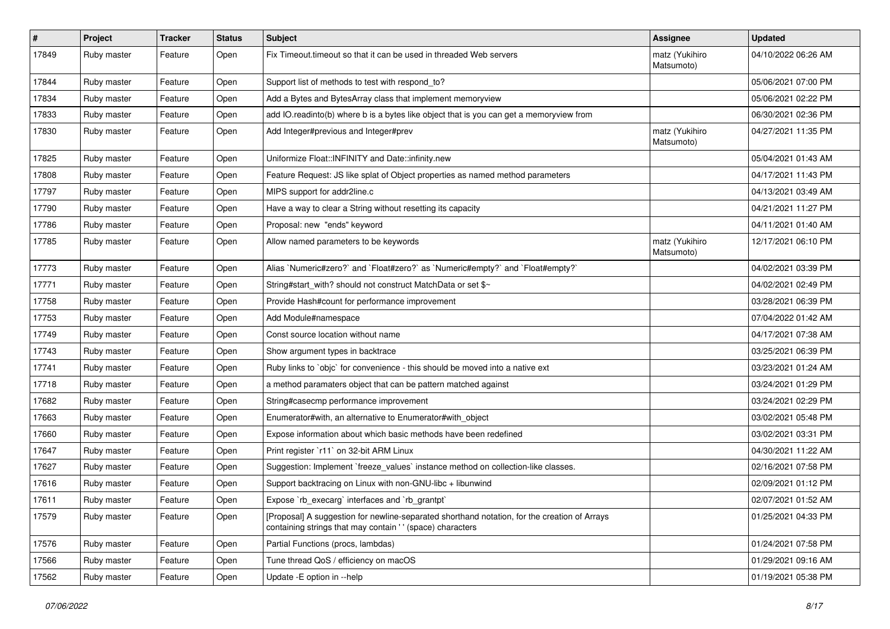| # | Project | Tracker | Status | Subject | Assignee | Updated |
|---|---|---|---|---|---|---|
| 17849 | Ruby master | Feature | Open | Fix Timeout.timeout so that it can be used in threaded Web servers | matz (Yukihiro Matsumoto) | 04/10/2022 06:26 AM |
| 17844 | Ruby master | Feature | Open | Support list of methods to test with respond_to? | | 05/06/2021 07:00 PM |
| 17834 | Ruby master | Feature | Open | Add a Bytes and BytesArray class that implement memoryview | | 05/06/2021 02:22 PM |
| 17833 | Ruby master | Feature | Open | add IO.readinto(b) where b is a bytes like object that is you can get a memoryview from | | 06/30/2021 02:36 PM |
| 17830 | Ruby master | Feature | Open | Add Integer#previous and Integer#prev | matz (Yukihiro Matsumoto) | 04/27/2021 11:35 PM |
| 17825 | Ruby master | Feature | Open | Uniformize Float::INFINITY and Date::infinity.new | | 05/04/2021 01:43 AM |
| 17808 | Ruby master | Feature | Open | Feature Request: JS like splat of Object properties as named method parameters | | 04/17/2021 11:43 PM |
| 17797 | Ruby master | Feature | Open | MIPS support for addr2line.c | | 04/13/2021 03:49 AM |
| 17790 | Ruby master | Feature | Open | Have a way to clear a String without resetting its capacity | | 04/21/2021 11:27 PM |
| 17786 | Ruby master | Feature | Open | Proposal: new "ends" keyword | | 04/11/2021 01:40 AM |
| 17785 | Ruby master | Feature | Open | Allow named parameters to be keywords | matz (Yukihiro Matsumoto) | 12/17/2021 06:10 PM |
| 17773 | Ruby master | Feature | Open | Alias `Numeric#zero?` and `Float#zero?` as `Numeric#empty?` and `Float#empty?` | | 04/02/2021 03:39 PM |
| 17771 | Ruby master | Feature | Open | String#start_with? should not construct MatchData or set $~ | | 04/02/2021 02:49 PM |
| 17758 | Ruby master | Feature | Open | Provide Hash#count for performance improvement | | 03/28/2021 06:39 PM |
| 17753 | Ruby master | Feature | Open | Add Module#namespace | | 07/04/2022 01:42 AM |
| 17749 | Ruby master | Feature | Open | Const source location without name | | 04/17/2021 07:38 AM |
| 17743 | Ruby master | Feature | Open | Show argument types in backtrace | | 03/25/2021 06:39 PM |
| 17741 | Ruby master | Feature | Open | Ruby links to `objc` for convenience - this should be moved into a native ext | | 03/23/2021 01:24 AM |
| 17718 | Ruby master | Feature | Open | a method paramaters object that can be pattern matched against | | 03/24/2021 01:29 PM |
| 17682 | Ruby master | Feature | Open | String#casecmp performance improvement | | 03/24/2021 02:29 PM |
| 17663 | Ruby master | Feature | Open | Enumerator#with, an alternative to Enumerator#with_object | | 03/02/2021 05:48 PM |
| 17660 | Ruby master | Feature | Open | Expose information about which basic methods have been redefined | | 03/02/2021 03:31 PM |
| 17647 | Ruby master | Feature | Open | Print register `r11` on 32-bit ARM Linux | | 04/30/2021 11:22 AM |
| 17627 | Ruby master | Feature | Open | Suggestion: Implement `freeze_values` instance method on collection-like classes. | | 02/16/2021 07:58 PM |
| 17616 | Ruby master | Feature | Open | Support backtracing on Linux with non-GNU-libc + libunwind | | 02/09/2021 01:12 PM |
| 17611 | Ruby master | Feature | Open | Expose `rb_execarg` interfaces and `rb_grantpt` | | 02/07/2021 01:52 AM |
| 17579 | Ruby master | Feature | Open | [Proposal] A suggestion for newline-separated shorthand notation, for the creation of Arrays containing strings that may contain ' ' (space) characters | | 01/25/2021 04:33 PM |
| 17576 | Ruby master | Feature | Open | Partial Functions (procs, lambdas) | | 01/24/2021 07:58 PM |
| 17566 | Ruby master | Feature | Open | Tune thread QoS / efficiency on macOS | | 01/29/2021 09:16 AM |
| 17562 | Ruby master | Feature | Open | Update -E option in --help | | 01/19/2021 05:38 PM |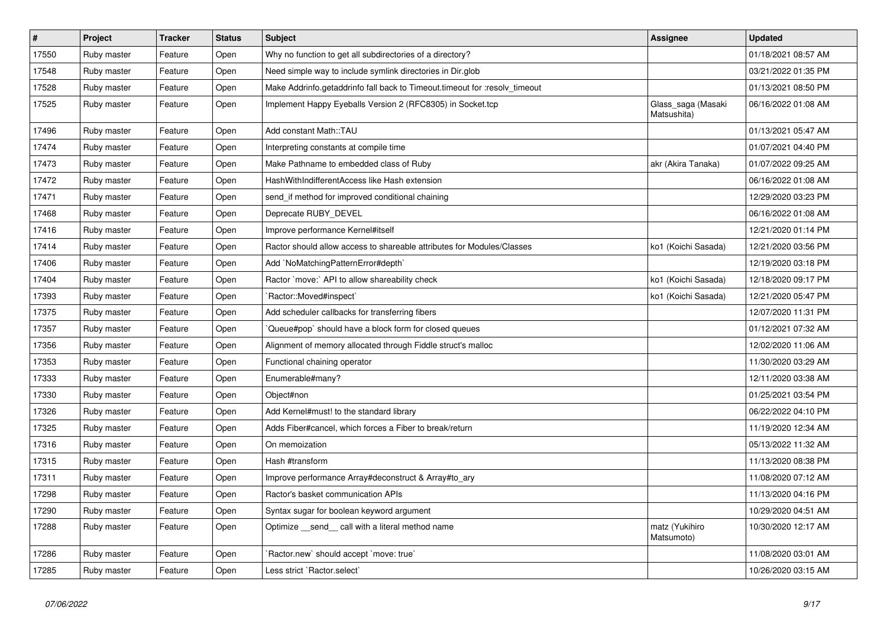| # | Project | Tracker | Status | Subject | Assignee | Updated |
|---|---|---|---|---|---|---|
| 17550 | Ruby master | Feature | Open | Why no function to get all subdirectories of a directory? | | 01/18/2021 08:57 AM |
| 17548 | Ruby master | Feature | Open | Need simple way to include symlink directories in Dir.glob | | 03/21/2022 01:35 PM |
| 17528 | Ruby master | Feature | Open | Make Addrinfo.getaddrinfo fall back to Timeout.timeout for :resolv_timeout | | 01/13/2021 08:50 PM |
| 17525 | Ruby master | Feature | Open | Implement Happy Eyeballs Version 2 (RFC8305) in Socket.tcp | Glass_saga (Masaki Matsushita) | 06/16/2022 01:08 AM |
| 17496 | Ruby master | Feature | Open | Add constant Math::TAU | | 01/13/2021 05:47 AM |
| 17474 | Ruby master | Feature | Open | Interpreting constants at compile time | | 01/07/2021 04:40 PM |
| 17473 | Ruby master | Feature | Open | Make Pathname to embedded class of Ruby | akr (Akira Tanaka) | 01/07/2022 09:25 AM |
| 17472 | Ruby master | Feature | Open | HashWithIndifferentAccess like Hash extension | | 06/16/2022 01:08 AM |
| 17471 | Ruby master | Feature | Open | send_if method for improved conditional chaining | | 12/29/2020 03:23 PM |
| 17468 | Ruby master | Feature | Open | Deprecate RUBY_DEVEL | | 06/16/2022 01:08 AM |
| 17416 | Ruby master | Feature | Open | Improve performance Kernel#itself | | 12/21/2020 01:14 PM |
| 17414 | Ruby master | Feature | Open | Ractor should allow access to shareable attributes for Modules/Classes | ko1 (Koichi Sasada) | 12/21/2020 03:56 PM |
| 17406 | Ruby master | Feature | Open | Add `NoMatchingPatternError#depth` | | 12/19/2020 03:18 PM |
| 17404 | Ruby master | Feature | Open | Ractor `move:` API to allow shareability check | ko1 (Koichi Sasada) | 12/18/2020 09:17 PM |
| 17393 | Ruby master | Feature | Open | `Ractor::Moved#inspect` | ko1 (Koichi Sasada) | 12/21/2020 05:47 PM |
| 17375 | Ruby master | Feature | Open | Add scheduler callbacks for transferring fibers | | 12/07/2020 11:31 PM |
| 17357 | Ruby master | Feature | Open | `Queue#pop` should have a block form for closed queues | | 01/12/2021 07:32 AM |
| 17356 | Ruby master | Feature | Open | Alignment of memory allocated through Fiddle struct's malloc | | 12/02/2020 11:06 AM |
| 17353 | Ruby master | Feature | Open | Functional chaining operator | | 11/30/2020 03:29 AM |
| 17333 | Ruby master | Feature | Open | Enumerable#many? | | 12/11/2020 03:38 AM |
| 17330 | Ruby master | Feature | Open | Object#non | | 01/25/2021 03:54 PM |
| 17326 | Ruby master | Feature | Open | Add Kernel#must! to the standard library | | 06/22/2022 04:10 PM |
| 17325 | Ruby master | Feature | Open | Adds Fiber#cancel, which forces a Fiber to break/return | | 11/19/2020 12:34 AM |
| 17316 | Ruby master | Feature | Open | On memoization | | 05/13/2022 11:32 AM |
| 17315 | Ruby master | Feature | Open | Hash #transform | | 11/13/2020 08:38 PM |
| 17311 | Ruby master | Feature | Open | Improve performance Array#deconstruct & Array#to_ary | | 11/08/2020 07:12 AM |
| 17298 | Ruby master | Feature | Open | Ractor's basket communication APIs | | 11/13/2020 04:16 PM |
| 17290 | Ruby master | Feature | Open | Syntax sugar for boolean keyword argument | | 10/29/2020 04:51 AM |
| 17288 | Ruby master | Feature | Open | Optimize __send__ call with a literal method name | matz (Yukihiro Matsumoto) | 10/30/2020 12:17 AM |
| 17286 | Ruby master | Feature | Open | `Ractor.new` should accept `move: true` | | 11/08/2020 03:01 AM |
| 17285 | Ruby master | Feature | Open | Less strict `Ractor.select` | | 10/26/2020 03:15 AM |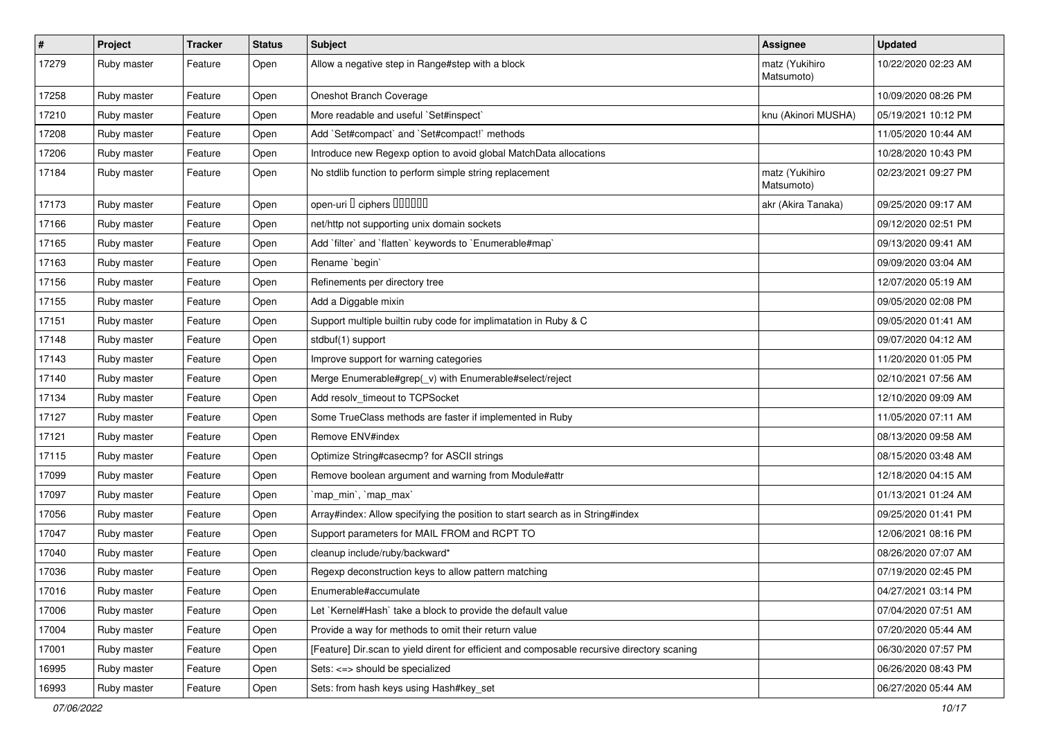| # | Project | Tracker | Status | Subject | Assignee | Updated |
| --- | --- | --- | --- | --- | --- | --- |
| 17279 | Ruby master | Feature | Open | Allow a negative step in Range#step with a block | matz (Yukihiro Matsumoto) | 10/22/2020 02:23 AM |
| 17258 | Ruby master | Feature | Open | Oneshot Branch Coverage | | 10/09/2020 08:26 PM |
| 17210 | Ruby master | Feature | Open | More readable and useful `Set#inspect` | knu (Akinori MUSHA) | 05/19/2021 10:12 PM |
| 17208 | Ruby master | Feature | Open | Add `Set#compact` and `Set#compact!` methods | | 11/05/2020 10:44 AM |
| 17206 | Ruby master | Feature | Open | Introduce new Regexp option to avoid global MatchData allocations | | 10/28/2020 10:43 PM |
| 17184 | Ruby master | Feature | Open | No stdlib function to perform simple string replacement | matz (Yukihiro Matsumoto) | 02/23/2021 09:27 PM |
| 17173 | Ruby master | Feature | Open | open-uri で ciphers を設定したい | akr (Akira Tanaka) | 09/25/2020 09:17 AM |
| 17166 | Ruby master | Feature | Open | net/http not supporting unix domain sockets | | 09/12/2020 02:51 PM |
| 17165 | Ruby master | Feature | Open | Add `filter` and `flatten` keywords to `Enumerable#map` | | 09/13/2020 09:41 AM |
| 17163 | Ruby master | Feature | Open | Rename `begin` | | 09/09/2020 03:04 AM |
| 17156 | Ruby master | Feature | Open | Refinements per directory tree | | 12/07/2020 05:19 AM |
| 17155 | Ruby master | Feature | Open | Add a Diggable mixin | | 09/05/2020 02:08 PM |
| 17151 | Ruby master | Feature | Open | Support multiple builtin ruby code for implimatation in Ruby & C | | 09/05/2020 01:41 AM |
| 17148 | Ruby master | Feature | Open | stdbuf(1) support | | 09/07/2020 04:12 AM |
| 17143 | Ruby master | Feature | Open | Improve support for warning categories | | 11/20/2020 01:05 PM |
| 17140 | Ruby master | Feature | Open | Merge Enumerable#grep(_v) with Enumerable#select/reject | | 02/10/2021 07:56 AM |
| 17134 | Ruby master | Feature | Open | Add resolv_timeout to TCPSocket | | 12/10/2020 09:09 AM |
| 17127 | Ruby master | Feature | Open | Some TrueClass methods are faster if implemented in Ruby | | 11/05/2020 07:11 AM |
| 17121 | Ruby master | Feature | Open | Remove ENV#index | | 08/13/2020 09:58 AM |
| 17115 | Ruby master | Feature | Open | Optimize String#casecmp? for ASCII strings | | 08/15/2020 03:48 AM |
| 17099 | Ruby master | Feature | Open | Remove boolean argument and warning from Module#attr | | 12/18/2020 04:15 AM |
| 17097 | Ruby master | Feature | Open | `map_min`, `map_max` | | 01/13/2021 01:24 AM |
| 17056 | Ruby master | Feature | Open | Array#index: Allow specifying the position to start search as in String#index | | 09/25/2020 01:41 PM |
| 17047 | Ruby master | Feature | Open | Support parameters for MAIL FROM and RCPT TO | | 12/06/2021 08:16 PM |
| 17040 | Ruby master | Feature | Open | cleanup include/ruby/backward* | | 08/26/2020 07:07 AM |
| 17036 | Ruby master | Feature | Open | Regexp deconstruction keys to allow pattern matching | | 07/19/2020 02:45 PM |
| 17016 | Ruby master | Feature | Open | Enumerable#accumulate | | 04/27/2021 03:14 PM |
| 17006 | Ruby master | Feature | Open | Let `Kernel#Hash` take a block to provide the default value | | 07/04/2020 07:51 AM |
| 17004 | Ruby master | Feature | Open | Provide a way for methods to omit their return value | | 07/20/2020 05:44 AM |
| 17001 | Ruby master | Feature | Open | [Feature] Dir.scan to yield dirent for efficient and composable recursive directory scaning | | 06/30/2020 07:57 PM |
| 16995 | Ruby master | Feature | Open | Sets: <=> should be specialized | | 06/26/2020 08:43 PM |
| 16993 | Ruby master | Feature | Open | Sets: from hash keys using Hash#key_set | | 06/27/2020 05:44 AM |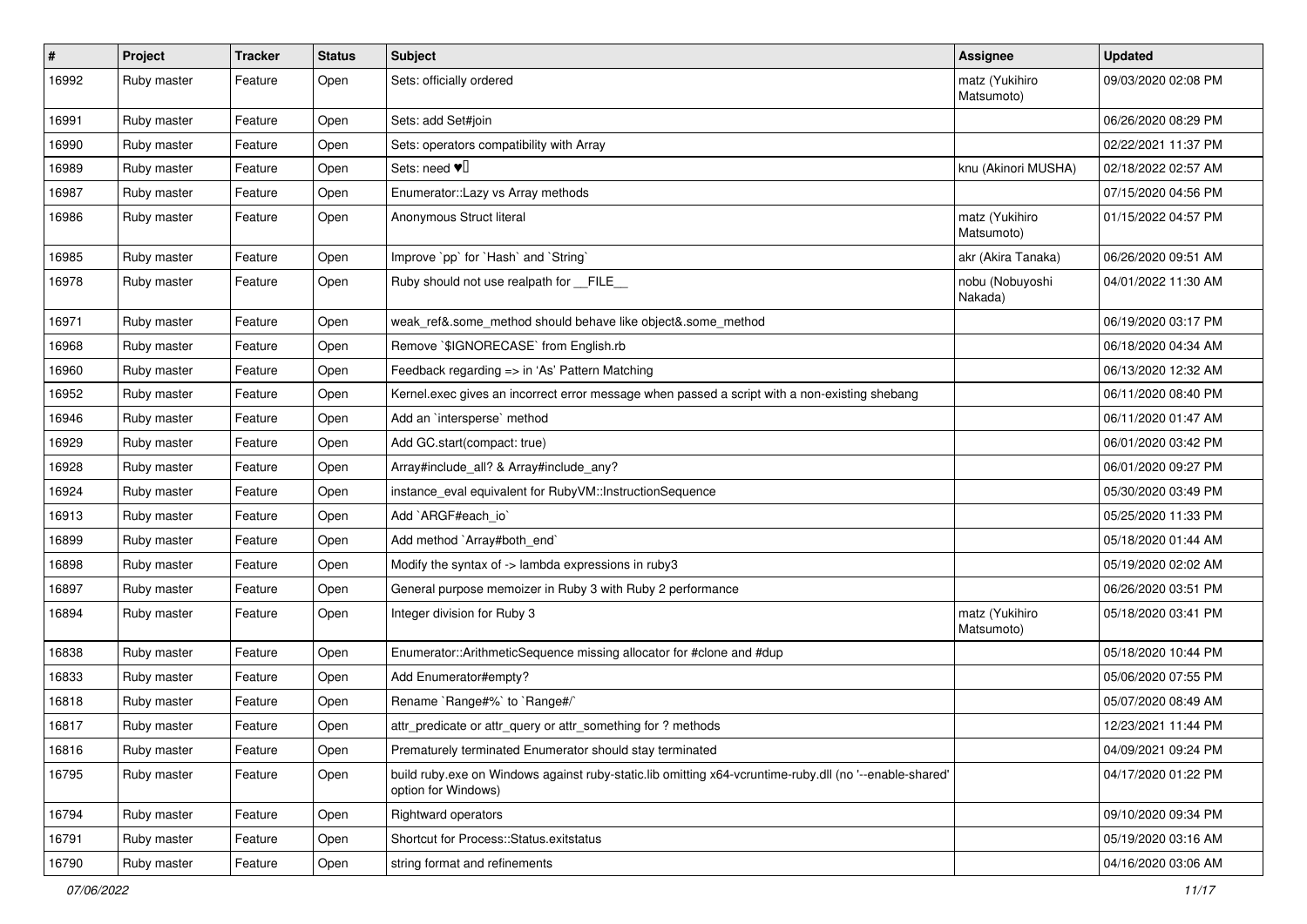| # | Project | Tracker | Status | Subject | Assignee | Updated |
|---|---|---|---|---|---|---|
| 16992 | Ruby master | Feature | Open | Sets: officially ordered | matz (Yukihiro Matsumoto) | 09/03/2020 02:08 PM |
| 16991 | Ruby master | Feature | Open | Sets: add Set#join | | 06/26/2020 08:29 PM |
| 16990 | Ruby master | Feature | Open | Sets: operators compatibility with Array | | 02/22/2021 11:37 PM |
| 16989 | Ruby master | Feature | Open | Sets: need ♥️ | knu (Akinori MUSHA) | 02/18/2022 02:57 AM |
| 16987 | Ruby master | Feature | Open | Enumerator::Lazy vs Array methods | | 07/15/2020 04:56 PM |
| 16986 | Ruby master | Feature | Open | Anonymous Struct literal | matz (Yukihiro Matsumoto) | 01/15/2022 04:57 PM |
| 16985 | Ruby master | Feature | Open | Improve `pp` for `Hash` and `String` | akr (Akira Tanaka) | 06/26/2020 09:51 AM |
| 16978 | Ruby master | Feature | Open | Ruby should not use realpath for __FILE__ | nobu (Nobuyoshi Nakada) | 04/01/2022 11:30 AM |
| 16971 | Ruby master | Feature | Open | weak_ref&.some_method should behave like object&.some_method | | 06/19/2020 03:17 PM |
| 16968 | Ruby master | Feature | Open | Remove `$IGNORECASE` from English.rb | | 06/18/2020 04:34 AM |
| 16960 | Ruby master | Feature | Open | Feedback regarding => in 'As' Pattern Matching | | 06/13/2020 12:32 AM |
| 16952 | Ruby master | Feature | Open | Kernel.exec gives an incorrect error message when passed a script with a non-existing shebang | | 06/11/2020 08:40 PM |
| 16946 | Ruby master | Feature | Open | Add an `intersperse` method | | 06/11/2020 01:47 AM |
| 16929 | Ruby master | Feature | Open | Add GC.start(compact: true) | | 06/01/2020 03:42 PM |
| 16928 | Ruby master | Feature | Open | Array#include_all? & Array#include_any? | | 06/01/2020 09:27 PM |
| 16924 | Ruby master | Feature | Open | instance_eval equivalent for RubyVM::InstructionSequence | | 05/30/2020 03:49 PM |
| 16913 | Ruby master | Feature | Open | Add `ARGF#each_io` | | 05/25/2020 11:33 PM |
| 16899 | Ruby master | Feature | Open | Add method `Array#both_end` | | 05/18/2020 01:44 AM |
| 16898 | Ruby master | Feature | Open | Modify the syntax of -> lambda expressions in ruby3 | | 05/19/2020 02:02 AM |
| 16897 | Ruby master | Feature | Open | General purpose memoizer in Ruby 3 with Ruby 2 performance | | 06/26/2020 03:51 PM |
| 16894 | Ruby master | Feature | Open | Integer division for Ruby 3 | matz (Yukihiro Matsumoto) | 05/18/2020 03:41 PM |
| 16838 | Ruby master | Feature | Open | Enumerator::ArithmeticSequence missing allocator for #clone and #dup | | 05/18/2020 10:44 PM |
| 16833 | Ruby master | Feature | Open | Add Enumerator#empty? | | 05/06/2020 07:55 PM |
| 16818 | Ruby master | Feature | Open | Rename `Range#%` to `Range#/` | | 05/07/2020 08:49 AM |
| 16817 | Ruby master | Feature | Open | attr_predicate or attr_query or attr_something for ? methods | | 12/23/2021 11:44 PM |
| 16816 | Ruby master | Feature | Open | Prematurely terminated Enumerator should stay terminated | | 04/09/2021 09:24 PM |
| 16795 | Ruby master | Feature | Open | build ruby.exe on Windows against ruby-static.lib omitting x64-vcruntime-ruby.dll (no '--enable-shared' option for Windows) | | 04/17/2020 01:22 PM |
| 16794 | Ruby master | Feature | Open | Rightward operators | | 09/10/2020 09:34 PM |
| 16791 | Ruby master | Feature | Open | Shortcut for Process::Status.exitstatus | | 05/19/2020 03:16 AM |
| 16790 | Ruby master | Feature | Open | string format and refinements | | 04/16/2020 03:06 AM |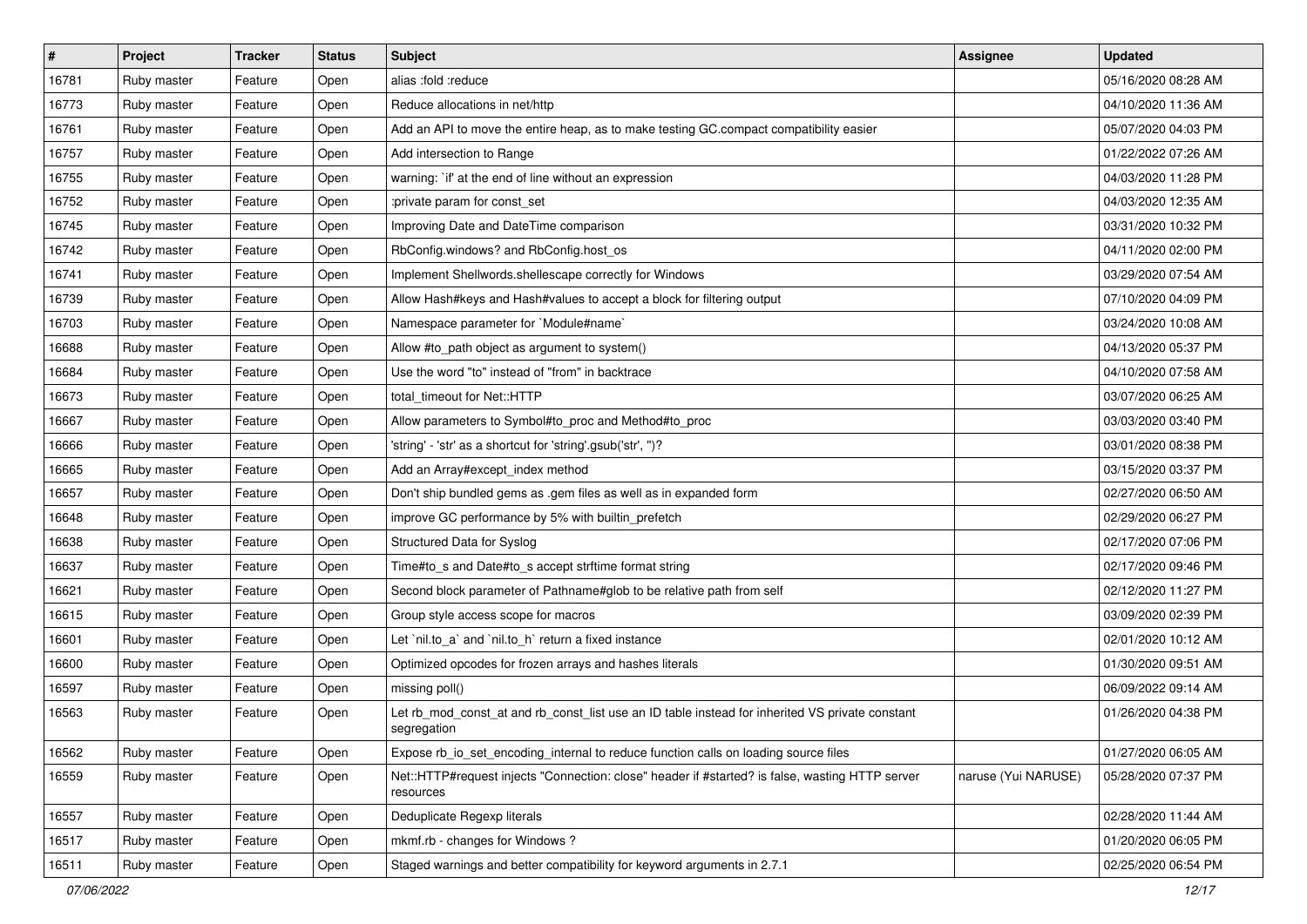| # | Project | Tracker | Status | Subject | Assignee | Updated |
|---|---|---|---|---|---|---|
| 16781 | Ruby master | Feature | Open | alias :fold :reduce | | 05/16/2020 08:28 AM |
| 16773 | Ruby master | Feature | Open | Reduce allocations in net/http | | 04/10/2020 11:36 AM |
| 16761 | Ruby master | Feature | Open | Add an API to move the entire heap, as to make testing GC.compact compatibility easier | | 05/07/2020 04:03 PM |
| 16757 | Ruby master | Feature | Open | Add intersection to Range | | 01/22/2022 07:26 AM |
| 16755 | Ruby master | Feature | Open | warning: `if' at the end of line without an expression | | 04/03/2020 11:28 PM |
| 16752 | Ruby master | Feature | Open | :private param for const_set | | 04/03/2020 12:35 AM |
| 16745 | Ruby master | Feature | Open | Improving Date and DateTime comparison | | 03/31/2020 10:32 PM |
| 16742 | Ruby master | Feature | Open | RbConfig.windows? and RbConfig.host_os | | 04/11/2020 02:00 PM |
| 16741 | Ruby master | Feature | Open | Implement Shellwords.shellescape correctly for Windows | | 03/29/2020 07:54 AM |
| 16739 | Ruby master | Feature | Open | Allow Hash#keys and Hash#values to accept a block for filtering output | | 07/10/2020 04:09 PM |
| 16703 | Ruby master | Feature | Open | Namespace parameter for `Module#name` | | 03/24/2020 10:08 AM |
| 16688 | Ruby master | Feature | Open | Allow #to_path object as argument to system() | | 04/13/2020 05:37 PM |
| 16684 | Ruby master | Feature | Open | Use the word "to" instead of "from" in backtrace | | 04/10/2020 07:58 AM |
| 16673 | Ruby master | Feature | Open | total_timeout for Net::HTTP | | 03/07/2020 06:25 AM |
| 16667 | Ruby master | Feature | Open | Allow parameters to Symbol#to_proc and Method#to_proc | | 03/03/2020 03:40 PM |
| 16666 | Ruby master | Feature | Open | 'string' - 'str' as a shortcut for 'string'.gsub('str', '')? | | 03/01/2020 08:38 PM |
| 16665 | Ruby master | Feature | Open | Add an Array#except_index method | | 03/15/2020 03:37 PM |
| 16657 | Ruby master | Feature | Open | Don't ship bundled gems as .gem files as well as in expanded form | | 02/27/2020 06:50 AM |
| 16648 | Ruby master | Feature | Open | improve GC performance by 5% with builtin_prefetch | | 02/29/2020 06:27 PM |
| 16638 | Ruby master | Feature | Open | Structured Data for Syslog | | 02/17/2020 07:06 PM |
| 16637 | Ruby master | Feature | Open | Time#to_s and Date#to_s accept strftime format string | | 02/17/2020 09:46 PM |
| 16621 | Ruby master | Feature | Open | Second block parameter of Pathname#glob to be relative path from self | | 02/12/2020 11:27 PM |
| 16615 | Ruby master | Feature | Open | Group style access scope for macros | | 03/09/2020 02:39 PM |
| 16601 | Ruby master | Feature | Open | Let `nil.to_a` and `nil.to_h` return a fixed instance | | 02/01/2020 10:12 AM |
| 16600 | Ruby master | Feature | Open | Optimized opcodes for frozen arrays and hashes literals | | 01/30/2020 09:51 AM |
| 16597 | Ruby master | Feature | Open | missing poll() | | 06/09/2022 09:14 AM |
| 16563 | Ruby master | Feature | Open | Let rb_mod_const_at and rb_const_list use an ID table instead for inherited VS private constant segregation | | 01/26/2020 04:38 PM |
| 16562 | Ruby master | Feature | Open | Expose rb_io_set_encoding_internal to reduce function calls on loading source files | | 01/27/2020 06:05 AM |
| 16559 | Ruby master | Feature | Open | Net::HTTP#request injects "Connection: close" header if #started? is false, wasting HTTP server resources | naruse (Yui NARUSE) | 05/28/2020 07:37 PM |
| 16557 | Ruby master | Feature | Open | Deduplicate Regexp literals | | 02/28/2020 11:44 AM |
| 16517 | Ruby master | Feature | Open | mkmf.rb - changes for Windows ? | | 01/20/2020 06:05 PM |
| 16511 | Ruby master | Feature | Open | Staged warnings and better compatibility for keyword arguments in 2.7.1 | | 02/25/2020 06:54 PM |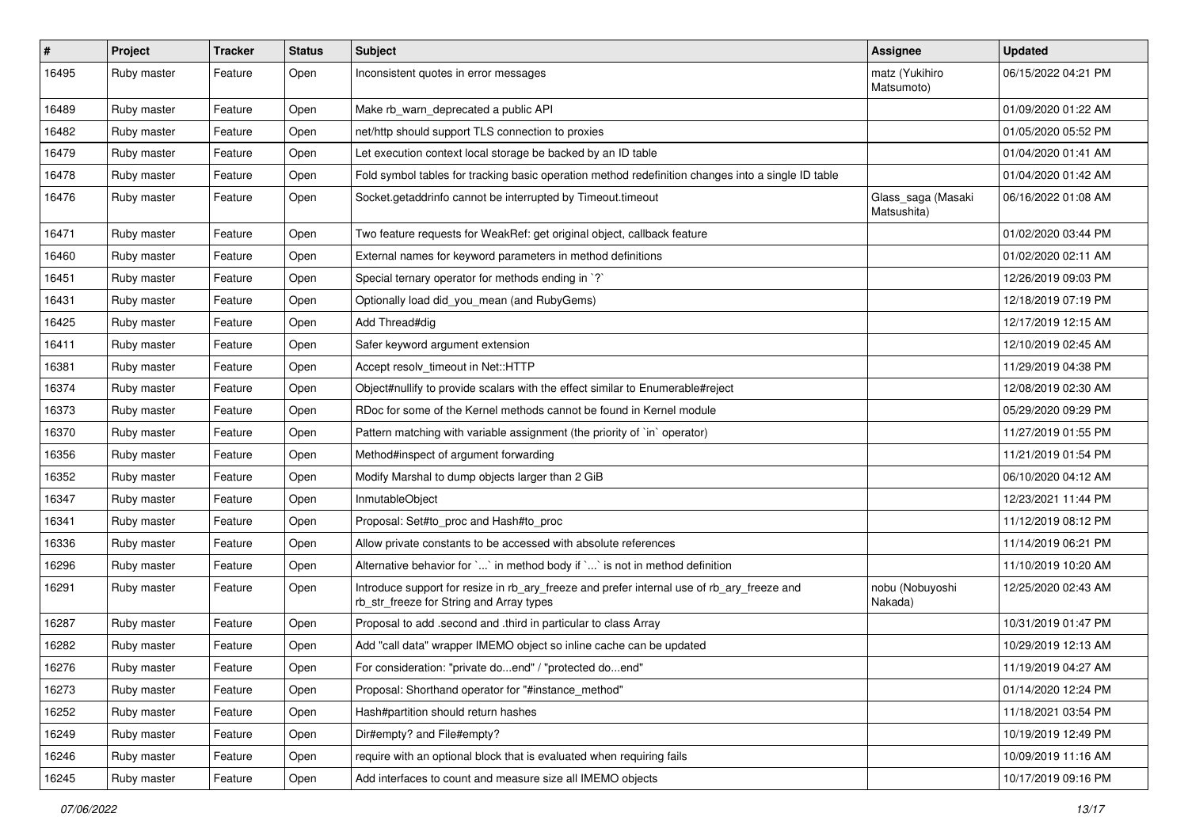| # | Project | Tracker | Status | Subject | Assignee | Updated |
|---|---|---|---|---|---|---|
| 16495 | Ruby master | Feature | Open | Inconsistent quotes in error messages | matz (Yukihiro Matsumoto) | 06/15/2022 04:21 PM |
| 16489 | Ruby master | Feature | Open | Make rb_warn_deprecated a public API | | 01/09/2020 01:22 AM |
| 16482 | Ruby master | Feature | Open | net/http should support TLS connection to proxies | | 01/05/2020 05:52 PM |
| 16479 | Ruby master | Feature | Open | Let execution context local storage be backed by an ID table | | 01/04/2020 01:41 AM |
| 16478 | Ruby master | Feature | Open | Fold symbol tables for tracking basic operation method redefinition changes into a single ID table | | 01/04/2020 01:42 AM |
| 16476 | Ruby master | Feature | Open | Socket.getaddrinfo cannot be interrupted by Timeout.timeout | Glass_saga (Masaki Matsushita) | 06/16/2022 01:08 AM |
| 16471 | Ruby master | Feature | Open | Two feature requests for WeakRef: get original object, callback feature | | 01/02/2020 03:44 PM |
| 16460 | Ruby master | Feature | Open | External names for keyword parameters in method definitions | | 01/02/2020 02:11 AM |
| 16451 | Ruby master | Feature | Open | Special ternary operator for methods ending in `?` | | 12/26/2019 09:03 PM |
| 16431 | Ruby master | Feature | Open | Optionally load did_you_mean (and RubyGems) | | 12/18/2019 07:19 PM |
| 16425 | Ruby master | Feature | Open | Add Thread#dig | | 12/17/2019 12:15 AM |
| 16411 | Ruby master | Feature | Open | Safer keyword argument extension | | 12/10/2019 02:45 AM |
| 16381 | Ruby master | Feature | Open | Accept resolv_timeout in Net::HTTP | | 11/29/2019 04:38 PM |
| 16374 | Ruby master | Feature | Open | Object#nullify to provide scalars with the effect similar to Enumerable#reject | | 12/08/2019 02:30 AM |
| 16373 | Ruby master | Feature | Open | RDoc for some of the Kernel methods cannot be found in Kernel module | | 05/29/2020 09:29 PM |
| 16370 | Ruby master | Feature | Open | Pattern matching with variable assignment (the priority of `in` operator) | | 11/27/2019 01:55 PM |
| 16356 | Ruby master | Feature | Open | Method#inspect of argument forwarding | | 11/21/2019 01:54 PM |
| 16352 | Ruby master | Feature | Open | Modify Marshal to dump objects larger than 2 GiB | | 06/10/2020 04:12 AM |
| 16347 | Ruby master | Feature | Open | InmutableObject | | 12/23/2021 11:44 PM |
| 16341 | Ruby master | Feature | Open | Proposal: Set#to_proc and Hash#to_proc | | 11/12/2019 08:12 PM |
| 16336 | Ruby master | Feature | Open | Allow private constants to be accessed with absolute references | | 11/14/2019 06:21 PM |
| 16296 | Ruby master | Feature | Open | Alternative behavior for `...` in method body if `...` is not in method definition | | 11/10/2019 10:20 AM |
| 16291 | Ruby master | Feature | Open | Introduce support for resize in rb_ary_freeze and prefer internal use of rb_ary_freeze and rb_str_freeze for String and Array types | nobu (Nobuyoshi Nakada) | 12/25/2020 02:43 AM |
| 16287 | Ruby master | Feature | Open | Proposal to add .second and .third in particular to class Array | | 10/31/2019 01:47 PM |
| 16282 | Ruby master | Feature | Open | Add "call data" wrapper IMEMO object so inline cache can be updated | | 10/29/2019 12:13 AM |
| 16276 | Ruby master | Feature | Open | For consideration: "private do...end" / "protected do...end" | | 11/19/2019 04:27 AM |
| 16273 | Ruby master | Feature | Open | Proposal: Shorthand operator for "#instance_method" | | 01/14/2020 12:24 PM |
| 16252 | Ruby master | Feature | Open | Hash#partition should return hashes | | 11/18/2021 03:54 PM |
| 16249 | Ruby master | Feature | Open | Dir#empty? and File#empty? | | 10/19/2019 12:49 PM |
| 16246 | Ruby master | Feature | Open | require with an optional block that is evaluated when requiring fails | | 10/09/2019 11:16 AM |
| 16245 | Ruby master | Feature | Open | Add interfaces to count and measure size all IMEMO objects | | 10/17/2019 09:16 PM |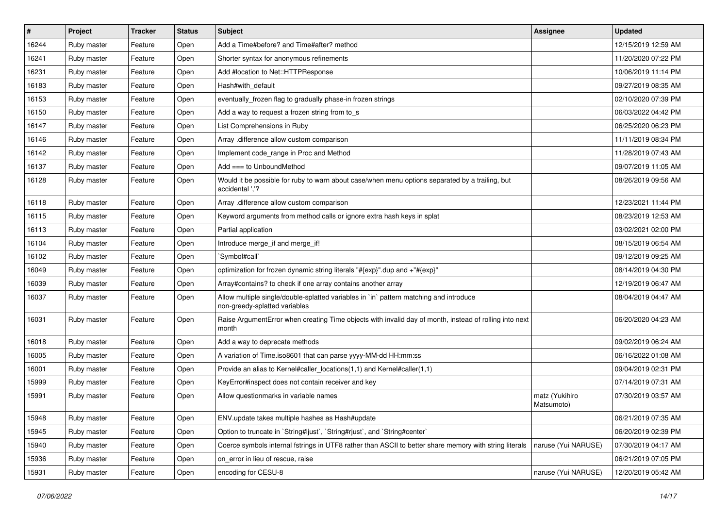| # | Project | Tracker | Status | Subject | Assignee | Updated |
|---|---|---|---|---|---|---|
| 16244 | Ruby master | Feature | Open | Add a Time#before? and Time#after? method | | 12/15/2019 12:59 AM |
| 16241 | Ruby master | Feature | Open | Shorter syntax for anonymous refinements | | 11/20/2020 07:22 PM |
| 16231 | Ruby master | Feature | Open | Add #location to Net::HTTPResponse | | 10/06/2019 11:14 PM |
| 16183 | Ruby master | Feature | Open | Hash#with_default | | 09/27/2019 08:35 AM |
| 16153 | Ruby master | Feature | Open | eventually_frozen flag to gradually phase-in frozen strings | | 02/10/2020 07:39 PM |
| 16150 | Ruby master | Feature | Open | Add a way to request a frozen string from to_s | | 06/03/2022 04:42 PM |
| 16147 | Ruby master | Feature | Open | List Comprehensions in Ruby | | 06/25/2020 06:23 PM |
| 16146 | Ruby master | Feature | Open | Array .difference allow custom comparison | | 11/11/2019 08:34 PM |
| 16142 | Ruby master | Feature | Open | Implement code_range in Proc and Method | | 11/28/2019 07:43 AM |
| 16137 | Ruby master | Feature | Open | Add === to UnboundMethod | | 09/07/2019 11:05 AM |
| 16128 | Ruby master | Feature | Open | Would it be possible for ruby to warn about case/when menu options separated by a trailing, but accidental ','? | | 08/26/2019 09:56 AM |
| 16118 | Ruby master | Feature | Open | Array .difference allow custom comparison | | 12/23/2021 11:44 PM |
| 16115 | Ruby master | Feature | Open | Keyword arguments from method calls or ignore extra hash keys in splat | | 08/23/2019 12:53 AM |
| 16113 | Ruby master | Feature | Open | Partial application | | 03/02/2021 02:00 PM |
| 16104 | Ruby master | Feature | Open | Introduce merge_if and merge_if! | | 08/15/2019 06:54 AM |
| 16102 | Ruby master | Feature | Open | `Symbol#call` | | 09/12/2019 09:25 AM |
| 16049 | Ruby master | Feature | Open | optimization for frozen dynamic string literals "#{exp}".dup and +"#{exp}" | | 08/14/2019 04:30 PM |
| 16039 | Ruby master | Feature | Open | Array#contains? to check if one array contains another array | | 12/19/2019 06:47 AM |
| 16037 | Ruby master | Feature | Open | Allow multiple single/double-splatted variables in `in` pattern matching and introduce non-greedy-splatted variables | | 08/04/2019 04:47 AM |
| 16031 | Ruby master | Feature | Open | Raise ArgumentError when creating Time objects with invalid day of month, instead of rolling into next month | | 06/20/2020 04:23 AM |
| 16018 | Ruby master | Feature | Open | Add a way to deprecate methods | | 09/02/2019 06:24 AM |
| 16005 | Ruby master | Feature | Open | A variation of Time.iso8601 that can parse yyyy-MM-dd HH:mm:ss | | 06/16/2022 01:08 AM |
| 16001 | Ruby master | Feature | Open | Provide an alias to Kernel#caller_locations(1,1) and Kernel#caller(1,1) | | 09/04/2019 02:31 PM |
| 15999 | Ruby master | Feature | Open | KeyError#inspect does not contain receiver and key | | 07/14/2019 07:31 AM |
| 15991 | Ruby master | Feature | Open | Allow questionmarks in variable names | matz (Yukihiro Matsumoto) | 07/30/2019 03:57 AM |
| 15948 | Ruby master | Feature | Open | ENV.update takes multiple hashes as Hash#update | | 06/21/2019 07:35 AM |
| 15945 | Ruby master | Feature | Open | Option to truncate in `String#ljust`, `String#rjust`, and `String#center` | | 06/20/2019 02:39 PM |
| 15940 | Ruby master | Feature | Open | Coerce symbols internal fstrings in UTF8 rather than ASCII to better share memory with string literals | naruse (Yui NARUSE) | 07/30/2019 04:17 AM |
| 15936 | Ruby master | Feature | Open | on_error in lieu of rescue, raise | | 06/21/2019 07:05 PM |
| 15931 | Ruby master | Feature | Open | encoding for CESU-8 | naruse (Yui NARUSE) | 12/20/2019 05:42 AM |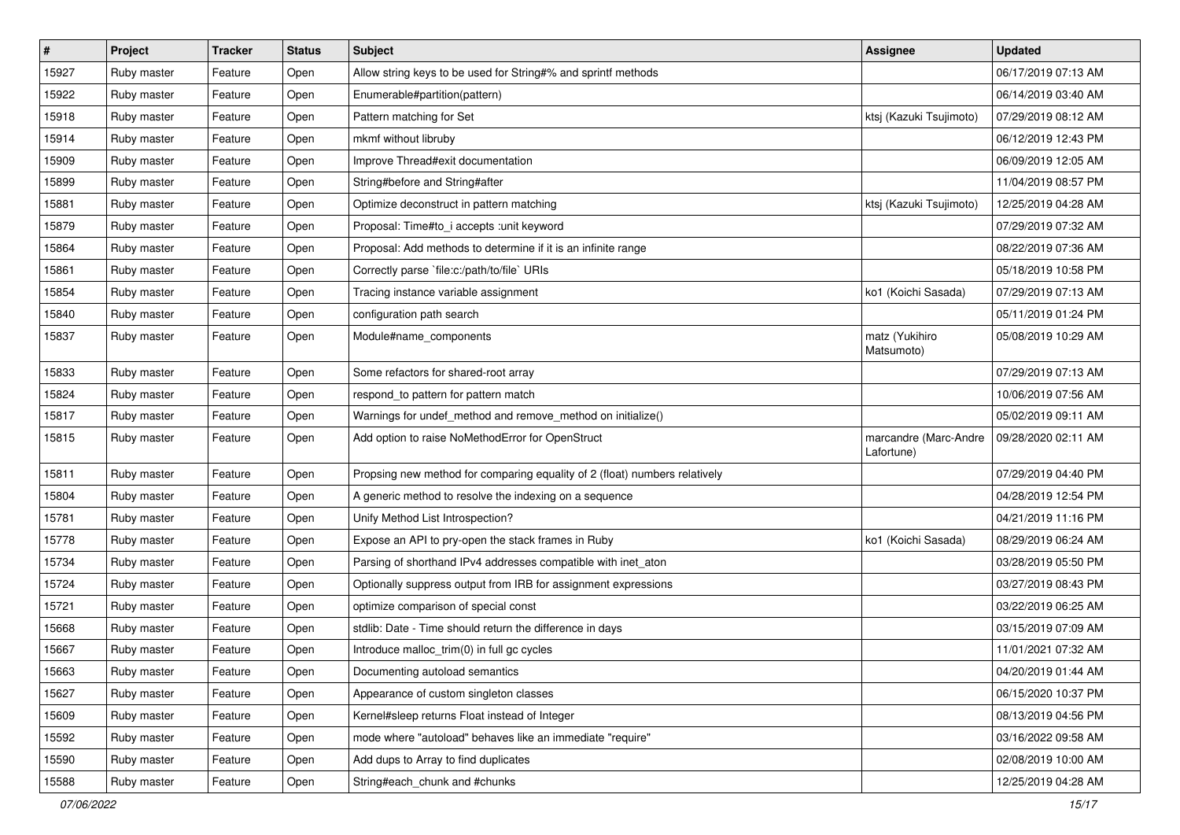| # | Project | Tracker | Status | Subject | Assignee | Updated |
|---|---|---|---|---|---|---|
| 15927 | Ruby master | Feature | Open | Allow string keys to be used for String#% and sprintf methods | | 06/17/2019 07:13 AM |
| 15922 | Ruby master | Feature | Open | Enumerable#partition(pattern) | | 06/14/2019 03:40 AM |
| 15918 | Ruby master | Feature | Open | Pattern matching for Set | ktsj (Kazuki Tsujimoto) | 07/29/2019 08:12 AM |
| 15914 | Ruby master | Feature | Open | mkmf without libruby | | 06/12/2019 12:43 PM |
| 15909 | Ruby master | Feature | Open | Improve Thread#exit documentation | | 06/09/2019 12:05 AM |
| 15899 | Ruby master | Feature | Open | String#before and String#after | | 11/04/2019 08:57 PM |
| 15881 | Ruby master | Feature | Open | Optimize deconstruct in pattern matching | ktsj (Kazuki Tsujimoto) | 12/25/2019 04:28 AM |
| 15879 | Ruby master | Feature | Open | Proposal: Time#to_i accepts :unit keyword | | 07/29/2019 07:32 AM |
| 15864 | Ruby master | Feature | Open | Proposal: Add methods to determine if it is an infinite range | | 08/22/2019 07:36 AM |
| 15861 | Ruby master | Feature | Open | Correctly parse `file:c:/path/to/file` URIs | | 05/18/2019 10:58 PM |
| 15854 | Ruby master | Feature | Open | Tracing instance variable assignment | ko1 (Koichi Sasada) | 07/29/2019 07:13 AM |
| 15840 | Ruby master | Feature | Open | configuration path search | | 05/11/2019 01:24 PM |
| 15837 | Ruby master | Feature | Open | Module#name_components | matz (Yukihiro Matsumoto) | 05/08/2019 10:29 AM |
| 15833 | Ruby master | Feature | Open | Some refactors for shared-root array | | 07/29/2019 07:13 AM |
| 15824 | Ruby master | Feature | Open | respond_to pattern for pattern match | | 10/06/2019 07:56 AM |
| 15817 | Ruby master | Feature | Open | Warnings for undef_method and remove_method on initialize() | | 05/02/2019 09:11 AM |
| 15815 | Ruby master | Feature | Open | Add option to raise NoMethodError for OpenStruct | marcandre (Marc-Andre Lafortune) | 09/28/2020 02:11 AM |
| 15811 | Ruby master | Feature | Open | Propsing new method for comparing equality of 2 (float) numbers relatively | | 07/29/2019 04:40 PM |
| 15804 | Ruby master | Feature | Open | A generic method to resolve the indexing on a sequence | | 04/28/2019 12:54 PM |
| 15781 | Ruby master | Feature | Open | Unify Method List Introspection? | | 04/21/2019 11:16 PM |
| 15778 | Ruby master | Feature | Open | Expose an API to pry-open the stack frames in Ruby | ko1 (Koichi Sasada) | 08/29/2019 06:24 AM |
| 15734 | Ruby master | Feature | Open | Parsing of shorthand IPv4 addresses compatible with inet_aton | | 03/28/2019 05:50 PM |
| 15724 | Ruby master | Feature | Open | Optionally suppress output from IRB for assignment expressions | | 03/27/2019 08:43 PM |
| 15721 | Ruby master | Feature | Open | optimize comparison of special const | | 03/22/2019 06:25 AM |
| 15668 | Ruby master | Feature | Open | stdlib: Date - Time should return the difference in days | | 03/15/2019 07:09 AM |
| 15667 | Ruby master | Feature | Open | Introduce malloc_trim(0) in full gc cycles | | 11/01/2021 07:32 AM |
| 15663 | Ruby master | Feature | Open | Documenting autoload semantics | | 04/20/2019 01:44 AM |
| 15627 | Ruby master | Feature | Open | Appearance of custom singleton classes | | 06/15/2020 10:37 PM |
| 15609 | Ruby master | Feature | Open | Kernel#sleep returns Float instead of Integer | | 08/13/2019 04:56 PM |
| 15592 | Ruby master | Feature | Open | mode where "autoload" behaves like an immediate "require" | | 03/16/2022 09:58 AM |
| 15590 | Ruby master | Feature | Open | Add dups to Array to find duplicates | | 02/08/2019 10:00 AM |
| 15588 | Ruby master | Feature | Open | String#each_chunk and #chunks | | 12/25/2019 04:28 AM |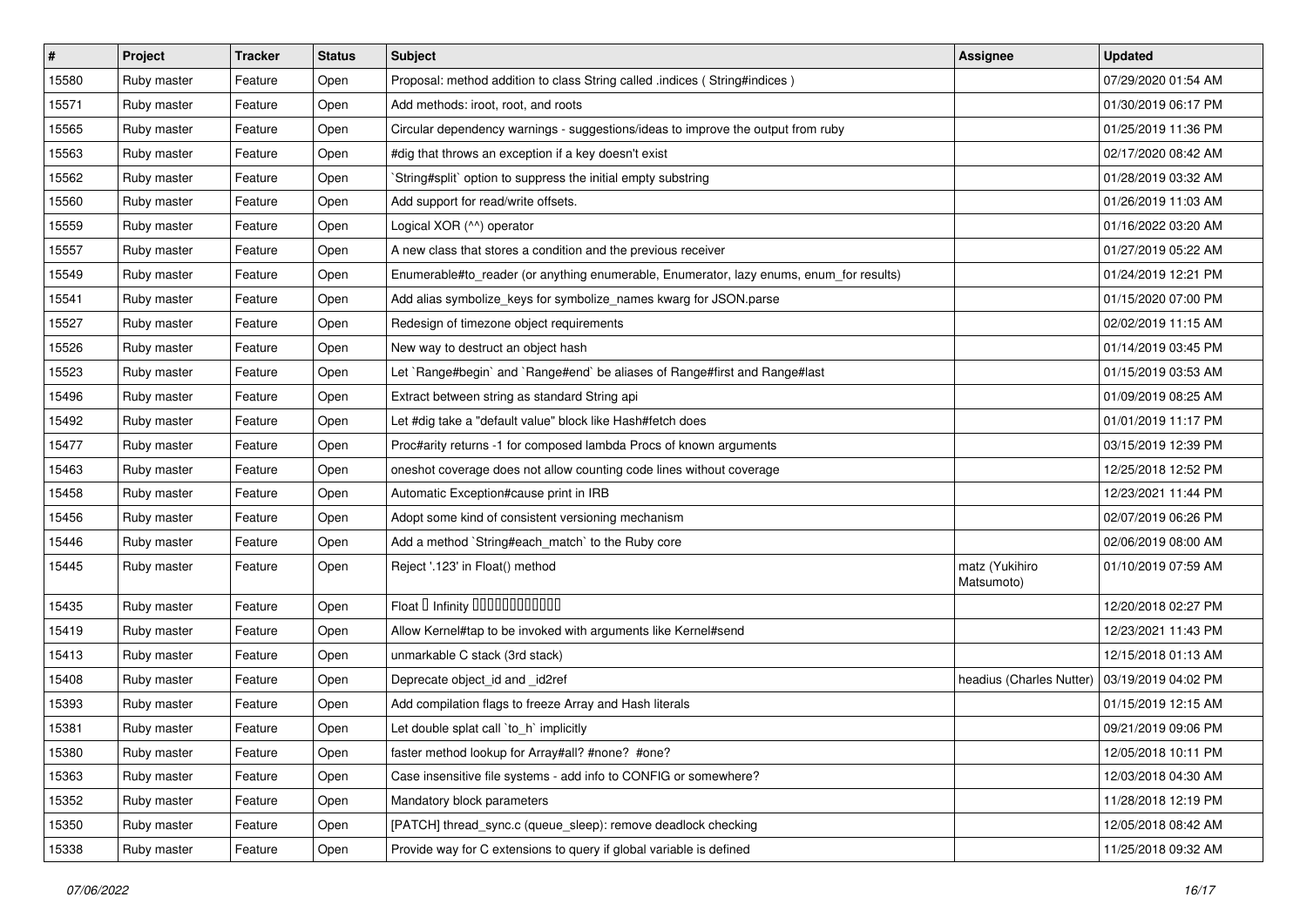| # | Project | Tracker | Status | Subject | Assignee | Updated |
|---|---|---|---|---|---|---|
| 15580 | Ruby master | Feature | Open | Proposal: method addition to class String called .indices ( String#indices ) | | 07/29/2020 01:54 AM |
| 15571 | Ruby master | Feature | Open | Add methods: iroot, root, and roots | | 01/30/2019 06:17 PM |
| 15565 | Ruby master | Feature | Open | Circular dependency warnings - suggestions/ideas to improve the output from ruby | | 01/25/2019 11:36 PM |
| 15563 | Ruby master | Feature | Open | #dig that throws an exception if a key doesn't exist | | 02/17/2020 08:42 AM |
| 15562 | Ruby master | Feature | Open | `String#split` option to suppress the initial empty substring | | 01/28/2019 03:32 AM |
| 15560 | Ruby master | Feature | Open | Add support for read/write offsets. | | 01/26/2019 11:03 AM |
| 15559 | Ruby master | Feature | Open | Logical XOR (^^) operator | | 01/16/2022 03:20 AM |
| 15557 | Ruby master | Feature | Open | A new class that stores a condition and the previous receiver | | 01/27/2019 05:22 AM |
| 15549 | Ruby master | Feature | Open | Enumerable#to_reader (or anything enumerable, Enumerator, lazy enums, enum_for results) | | 01/24/2019 12:21 PM |
| 15541 | Ruby master | Feature | Open | Add alias symbolize_keys for symbolize_names kwarg for JSON.parse | | 01/15/2020 07:00 PM |
| 15527 | Ruby master | Feature | Open | Redesign of timezone object requirements | | 02/02/2019 11:15 AM |
| 15526 | Ruby master | Feature | Open | New way to destruct an object hash | | 01/14/2019 03:45 PM |
| 15523 | Ruby master | Feature | Open | Let `Range#begin` and `Range#end` be aliases of Range#first and Range#last | | 01/15/2019 03:53 AM |
| 15496 | Ruby master | Feature | Open | Extract between string as standard String api | | 01/09/2019 08:25 AM |
| 15492 | Ruby master | Feature | Open | Let #dig take a "default value" block like Hash#fetch does | | 01/01/2019 11:17 PM |
| 15477 | Ruby master | Feature | Open | Proc#arity returns -1 for composed lambda Procs of known arguments | | 03/15/2019 12:39 PM |
| 15463 | Ruby master | Feature | Open | oneshot coverage does not allow counting code lines without coverage | | 12/25/2018 12:52 PM |
| 15458 | Ruby master | Feature | Open | Automatic Exception#cause print in IRB | | 12/23/2021 11:44 PM |
| 15456 | Ruby master | Feature | Open | Adopt some kind of consistent versioning mechanism | | 02/07/2019 06:26 PM |
| 15446 | Ruby master | Feature | Open | Add a method `String#each_match` to the Ruby core | | 02/06/2019 08:00 AM |
| 15445 | Ruby master | Feature | Open | Reject '.123' in Float() method | matz (Yukihiro Matsumoto) | 01/10/2019 07:59 AM |
| 15435 | Ruby master | Feature | Open | Float □ Infinity □□□□□□□□□□□□ | | 12/20/2018 02:27 PM |
| 15419 | Ruby master | Feature | Open | Allow Kernel#tap to be invoked with arguments like Kernel#send | | 12/23/2021 11:43 PM |
| 15413 | Ruby master | Feature | Open | unmarkable C stack (3rd stack) | | 12/15/2018 01:13 AM |
| 15408 | Ruby master | Feature | Open | Deprecate object_id and _id2ref | headius (Charles Nutter) | 03/19/2019 04:02 PM |
| 15393 | Ruby master | Feature | Open | Add compilation flags to freeze Array and Hash literals | | 01/15/2019 12:15 AM |
| 15381 | Ruby master | Feature | Open | Let double splat call `to_h` implicitly | | 09/21/2019 09:06 PM |
| 15380 | Ruby master | Feature | Open | faster method lookup for Array#all? #none? #one? | | 12/05/2018 10:11 PM |
| 15363 | Ruby master | Feature | Open | Case insensitive file systems - add info to CONFIG or somewhere? | | 12/03/2018 04:30 AM |
| 15352 | Ruby master | Feature | Open | Mandatory block parameters | | 11/28/2018 12:19 PM |
| 15350 | Ruby master | Feature | Open | [PATCH] thread_sync.c (queue_sleep): remove deadlock checking | | 12/05/2018 08:42 AM |
| 15338 | Ruby master | Feature | Open | Provide way for C extensions to query if global variable is defined | | 11/25/2018 09:32 AM |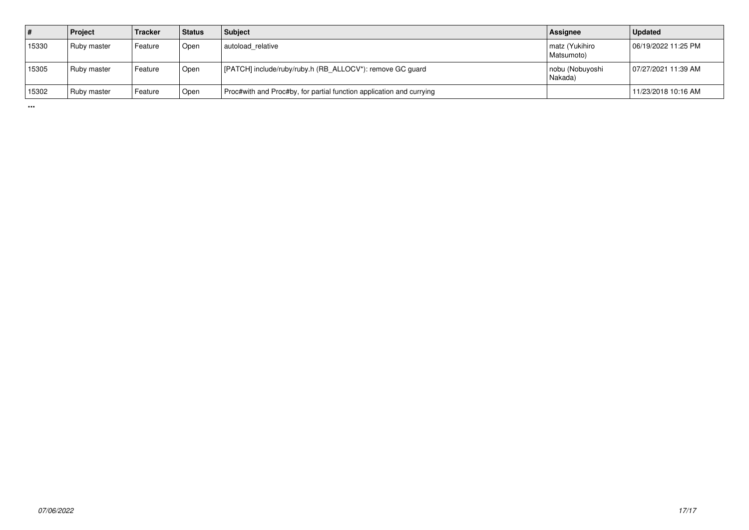| # | Project | Tracker | Status | Subject | Assignee | Updated |
|---|---|---|---|---|---|---|
| 15330 | Ruby master | Feature | Open | autoload_relative | matz (Yukihiro Matsumoto) | 06/19/2022 11:25 PM |
| 15305 | Ruby master | Feature | Open | [PATCH] include/ruby/ruby.h (RB_ALLOCV*): remove GC guard | nobu (Nobuyoshi Nakada) | 07/27/2021 11:39 AM |
| 15302 | Ruby master | Feature | Open | Proc#with and Proc#by, for partial function application and currying | | 11/23/2018 10:16 AM |

...

*07/06/2022*